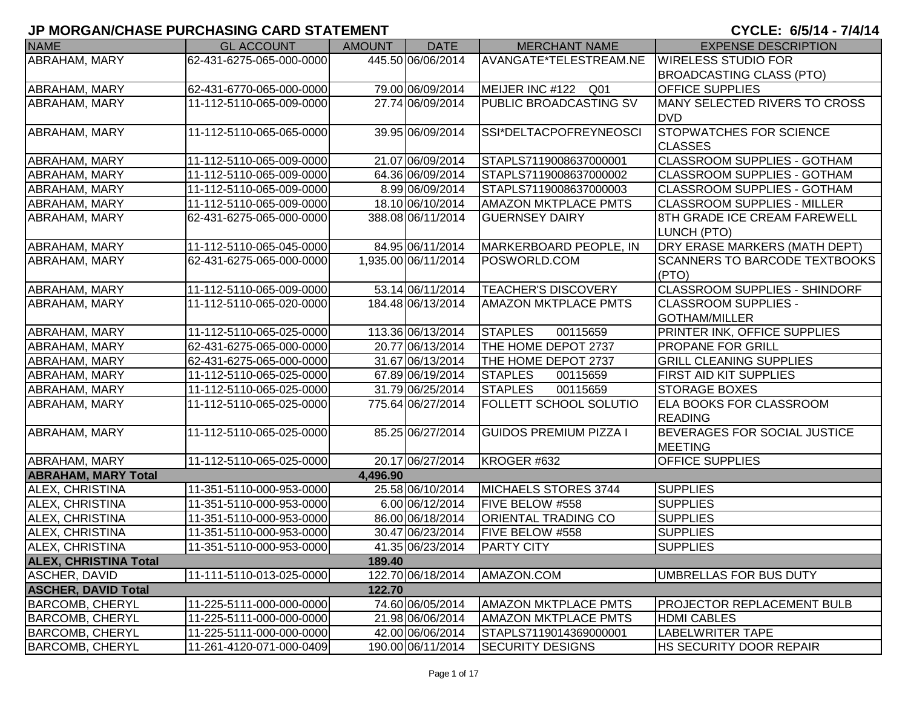# JP MORGAN/CHASE PURCHASING CARD STATEMENT

**CYCLE: 6/5/14 - 7/4/14**

| NAME | GL ACCOUNT | AMOUNT | DATE | MERCHANT NAME | EXPENSE DESCRIPTION |
|---|---|---|---|---|---|
| ABRAHAM, MARY | 62-431-6275-065-000-0000 | 445.50 | 06/06/2014 | AVANGATE*TELESTREAM.NE | WIRELESS STUDIO FOR BROADCASTING CLASS (PTO) |
| ABRAHAM, MARY | 62-431-6770-065-000-0000 | 79.00 | 06/09/2014 | MEIJER INC #122 Q01 | OFFICE SUPPLIES |
| ABRAHAM, MARY | 11-112-5110-065-009-0000 | 27.74 | 06/09/2014 | PUBLIC BROADCASTING SV | MANY SELECTED RIVERS TO CROSS DVD |
| ABRAHAM, MARY | 11-112-5110-065-065-0000 | 39.95 | 06/09/2014 | SSI*DELTACPOFREYNEOSCI | STOPWATCHES FOR SCIENCE CLASSES |
| ABRAHAM, MARY | 11-112-5110-065-009-0000 | 21.07 | 06/09/2014 | STAPLS7119008637000001 | CLASSROOM SUPPLIES - GOTHAM |
| ABRAHAM, MARY | 11-112-5110-065-009-0000 | 64.36 | 06/09/2014 | STAPLS7119008637000002 | CLASSROOM SUPPLIES - GOTHAM |
| ABRAHAM, MARY | 11-112-5110-065-009-0000 | 8.99 | 06/09/2014 | STAPLS7119008637000003 | CLASSROOM SUPPLIES - GOTHAM |
| ABRAHAM, MARY | 11-112-5110-065-009-0000 | 18.10 | 06/10/2014 | AMAZON MKTPLACE PMTS | CLASSROOM SUPPLIES - MILLER |
| ABRAHAM, MARY | 62-431-6275-065-000-0000 | 388.08 | 06/11/2014 | GUERNSEY DAIRY | 8TH GRADE ICE CREAM FAREWELL LUNCH (PTO) |
| ABRAHAM, MARY | 11-112-5110-065-045-0000 | 84.95 | 06/11/2014 | MARKERBOARD PEOPLE, IN | DRY ERASE MARKERS (MATH DEPT) |
| ABRAHAM, MARY | 62-431-6275-065-000-0000 | 1,935.00 | 06/11/2014 | POSWORLD.COM | SCANNERS TO BARCODE TEXTBOOKS (PTO) |
| ABRAHAM, MARY | 11-112-5110-065-009-0000 | 53.14 | 06/11/2014 | TEACHER'S DISCOVERY | CLASSROOM SUPPLIES - SHINDORF |
| ABRAHAM, MARY | 11-112-5110-065-020-0000 | 184.48 | 06/13/2014 | AMAZON MKTPLACE PMTS | CLASSROOM SUPPLIES - GOTHAM/MILLER |
| ABRAHAM, MARY | 11-112-5110-065-025-0000 | 113.36 | 06/13/2014 | STAPLES 00115659 | PRINTER INK, OFFICE SUPPLIES |
| ABRAHAM, MARY | 62-431-6275-065-000-0000 | 20.77 | 06/13/2014 | THE HOME DEPOT 2737 | PROPANE FOR GRILL |
| ABRAHAM, MARY | 62-431-6275-065-000-0000 | 31.67 | 06/13/2014 | THE HOME DEPOT 2737 | GRILL CLEANING SUPPLIES |
| ABRAHAM, MARY | 11-112-5110-065-025-0000 | 67.89 | 06/19/2014 | STAPLES 00115659 | FIRST AID KIT SUPPLIES |
| ABRAHAM, MARY | 11-112-5110-065-025-0000 | 31.79 | 06/25/2014 | STAPLES 00115659 | STORAGE BOXES |
| ABRAHAM, MARY | 11-112-5110-065-025-0000 | 775.64 | 06/27/2014 | FOLLETT SCHOOL SOLUTIO | ELA BOOKS FOR CLASSROOM READING |
| ABRAHAM, MARY | 11-112-5110-065-025-0000 | 85.25 | 06/27/2014 | GUIDOS PREMIUM PIZZA I | BEVERAGES FOR SOCIAL JUSTICE MEETING |
| ABRAHAM, MARY | 11-112-5110-065-025-0000 | 20.17 | 06/27/2014 | KROGER #632 | OFFICE SUPPLIES |
| **ABRAHAM, MARY Total** | | **4,496.90** | | | |
| ALEX, CHRISTINA | 11-351-5110-000-953-0000 | 25.58 | 06/10/2014 | MICHAELS STORES 3744 | SUPPLIES |
| ALEX, CHRISTINA | 11-351-5110-000-953-0000 | 6.00 | 06/12/2014 | FIVE BELOW #558 | SUPPLIES |
| ALEX, CHRISTINA | 11-351-5110-000-953-0000 | 86.00 | 06/18/2014 | ORIENTAL TRADING CO | SUPPLIES |
| ALEX, CHRISTINA | 11-351-5110-000-953-0000 | 30.47 | 06/23/2014 | FIVE BELOW #558 | SUPPLIES |
| ALEX, CHRISTINA | 11-351-5110-000-953-0000 | 41.35 | 06/23/2014 | PARTY CITY | SUPPLIES |
| **ALEX, CHRISTINA Total** | | **189.40** | | | |
| ASCHER, DAVID | 11-111-5110-013-025-0000 | 122.70 | 06/18/2014 | AMAZON.COM | UMBRELLAS FOR BUS DUTY |
| **ASCHER, DAVID Total** | | **122.70** | | | |
| BARCOMB, CHERYL | 11-225-5111-000-000-0000 | 74.60 | 06/05/2014 | AMAZON MKTPLACE PMTS | PROJECTOR REPLACEMENT BULB |
| BARCOMB, CHERYL | 11-225-5111-000-000-0000 | 21.98 | 06/06/2014 | AMAZON MKTPLACE PMTS | HDMI CABLES |
| BARCOMB, CHERYL | 11-225-5111-000-000-0000 | 42.00 | 06/06/2014 | STAPLS7119014369000001 | LABELWRITER TAPE |
| BARCOMB, CHERYL | 11-261-4120-071-000-0409 | 190.00 | 06/11/2014 | SECURITY DESIGNS | HS SECURITY DOOR REPAIR |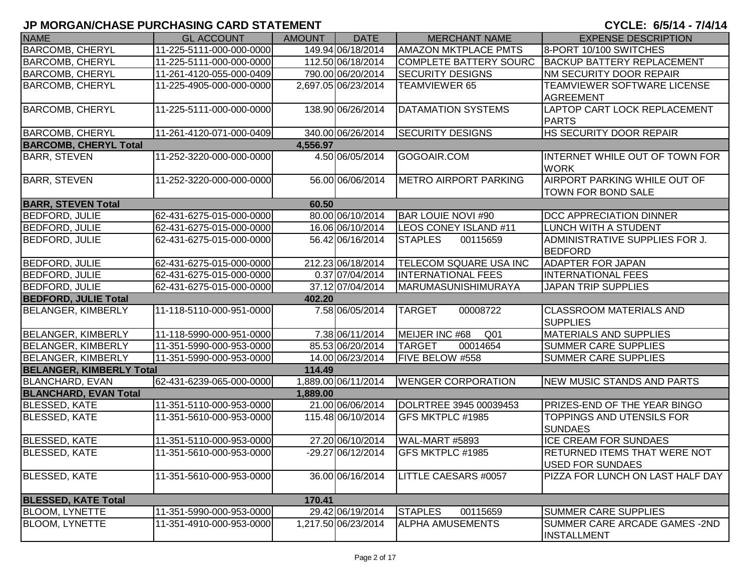# JP MORGAN/CHASE PURCHASING CARD STATEMENT

**CYCLE: 6/5/14 - 7/4/14**

| NAME | GL ACCOUNT | AMOUNT | DATE | MERCHANT NAME | EXPENSE DESCRIPTION |
|---|---|---|---|---|---|
| BARCOMB, CHERYL | 11-225-5111-000-000-0000 | 149.94 | 06/18/2014 | AMAZON MKTPLACE PMTS | 8-PORT 10/100 SWITCHES |
| BARCOMB, CHERYL | 11-225-5111-000-000-0000 | 112.50 | 06/18/2014 | COMPLETE BATTERY SOURC | BACKUP BATTERY REPLACEMENT |
| BARCOMB, CHERYL | 11-261-4120-055-000-0409 | 790.00 | 06/20/2014 | SECURITY DESIGNS | NM SECURITY DOOR REPAIR |
| BARCOMB, CHERYL | 11-225-4905-000-000-0000 | 2,697.05 | 06/23/2014 | TEAMVIEWER 65 | TEAMVIEWER SOFTWARE LICENSE AGREEMENT |
| BARCOMB, CHERYL | 11-225-5111-000-000-0000 | 138.90 | 06/26/2014 | DATAMATION SYSTEMS | LAPTOP CART LOCK REPLACEMENT PARTS |
| BARCOMB, CHERYL | 11-261-4120-071-000-0409 | 340.00 | 06/26/2014 | SECURITY DESIGNS | HS SECURITY DOOR REPAIR |
| **BARCOMB, CHERYL Total** | | **4,556.97** | | | |
| BARR, STEVEN | 11-252-3220-000-000-0000 | 4.50 | 06/05/2014 | GOGOAIR.COM | INTERNET WHILE OUT OF TOWN FOR WORK |
| BARR, STEVEN | 11-252-3220-000-000-0000 | 56.00 | 06/06/2014 | METRO AIRPORT PARKING | AIRPORT PARKING WHILE OUT OF TOWN FOR BOND SALE |
| **BARR, STEVEN Total** | | **60.50** | | | |
| BEDFORD, JULIE | 62-431-6275-015-000-0000 | 80.00 | 06/10/2014 | BAR LOUIE NOVI #90 | DCC APPRECIATION DINNER |
| BEDFORD, JULIE | 62-431-6275-015-000-0000 | 16.06 | 06/10/2014 | LEOS CONEY ISLAND #11 | LUNCH WITH A STUDENT |
| BEDFORD, JULIE | 62-431-6275-015-000-0000 | 56.42 | 06/16/2014 | STAPLES 00115659 | ADMINISTRATIVE SUPPLIES FOR J. BEDFORD |
| BEDFORD, JULIE | 62-431-6275-015-000-0000 | 212.23 | 06/18/2014 | TELECOM SQUARE USA INC | ADAPTER FOR JAPAN |
| BEDFORD, JULIE | 62-431-6275-015-000-0000 | 0.37 | 07/04/2014 | INTERNATIONAL FEES | INTERNATIONAL FEES |
| BEDFORD, JULIE | 62-431-6275-015-000-0000 | 37.12 | 07/04/2014 | MARUMASUNISHIMURAYA | JAPAN TRIP SUPPLIES |
| **BEDFORD, JULIE Total** | | **402.20** | | | |
| BELANGER, KIMBERLY | 11-118-5110-000-951-0000 | 7.58 | 06/05/2014 | TARGET 00008722 | CLASSROOM MATERIALS AND SUPPLIES |
| BELANGER, KIMBERLY | 11-118-5990-000-951-0000 | 7.38 | 06/11/2014 | MEIJER INC #68 Q01 | MATERIALS AND SUPPLIES |
| BELANGER, KIMBERLY | 11-351-5990-000-953-0000 | 85.53 | 06/20/2014 | TARGET 00014654 | SUMMER CARE SUPPLIES |
| BELANGER, KIMBERLY | 11-351-5990-000-953-0000 | 14.00 | 06/23/2014 | FIVE BELOW #558 | SUMMER CARE SUPPLIES |
| **BELANGER, KIMBERLY Total** | | **114.49** | | | |
| BLANCHARD, EVAN | 62-431-6239-065-000-0000 | 1,889.00 | 06/11/2014 | WENGER CORPORATION | NEW MUSIC STANDS AND PARTS |
| **BLANCHARD, EVAN Total** | | **1,889.00** | | | |
| BLESSED, KATE | 11-351-5110-000-953-0000 | 21.00 | 06/06/2014 | DOLRTREE 3945 00039453 | PRIZES-END OF THE YEAR BINGO |
| BLESSED, KATE | 11-351-5610-000-953-0000 | 115.48 | 06/10/2014 | GFS MKTPLC #1985 | TOPPINGS AND UTENSILS FOR SUNDAES |
| BLESSED, KATE | 11-351-5110-000-953-0000 | 27.20 | 06/10/2014 | WAL-MART #5893 | ICE CREAM FOR SUNDAES |
| BLESSED, KATE | 11-351-5610-000-953-0000 | -29.27 | 06/12/2014 | GFS MKTPLC #1985 | RETURNED ITEMS THAT WERE NOT USED FOR SUNDAES |
| BLESSED, KATE | 11-351-5610-000-953-0000 | 36.00 | 06/16/2014 | LITTLE CAESARS #0057 | PIZZA FOR LUNCH ON LAST HALF DAY |
| **BLESSED, KATE Total** | | **170.41** | | | |
| BLOOM, LYNETTE | 11-351-5990-000-953-0000 | 29.42 | 06/19/2014 | STAPLES 00115659 | SUMMER CARE SUPPLIES |
| BLOOM, LYNETTE | 11-351-4910-000-953-0000 | 1,217.50 | 06/23/2014 | ALPHA AMUSEMENTS | SUMMER CARE ARCADE GAMES -2ND INSTALLMENT |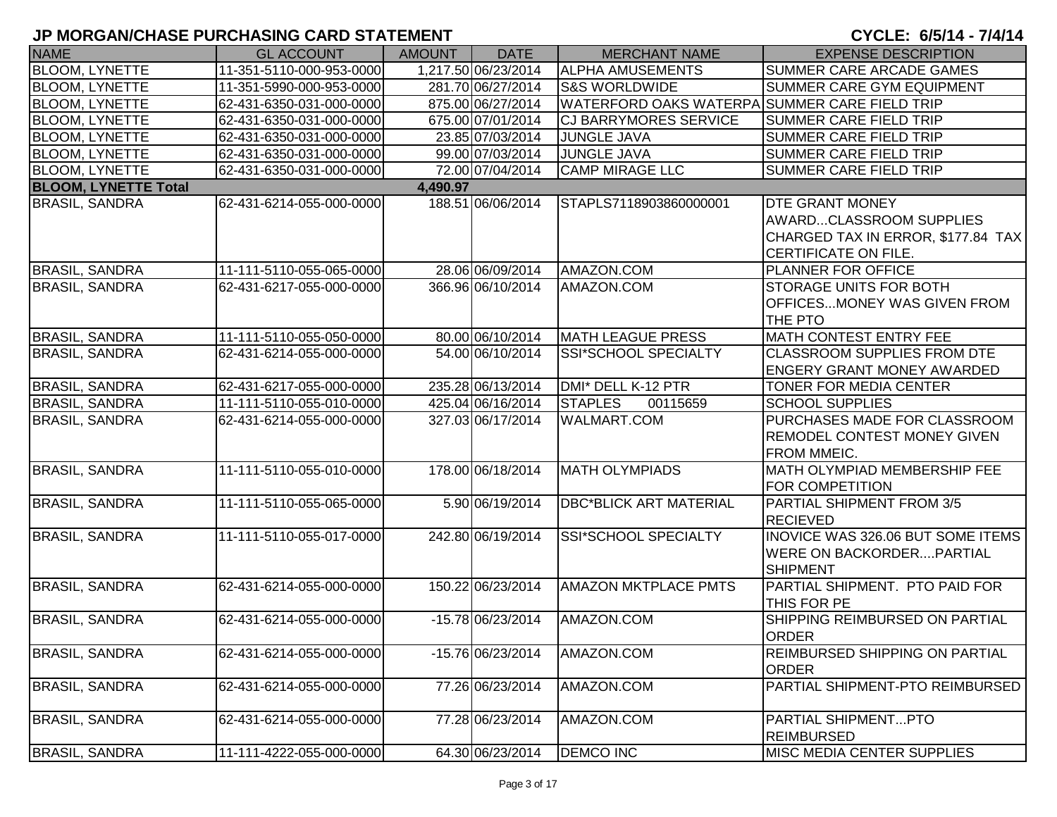# JP MORGAN/CHASE PURCHASING CARD STATEMENT

**CYCLE: 6/5/14 - 7/4/14**

| NAME | GL ACCOUNT | AMOUNT | DATE | MERCHANT NAME | EXPENSE DESCRIPTION |
|---|---|---|---|---|---|
| BLOOM, LYNETTE | 11-351-5110-000-953-0000 | 1,217.50 | 06/23/2014 | ALPHA AMUSEMENTS | SUMMER CARE ARCADE GAMES |
| BLOOM, LYNETTE | 11-351-5990-000-953-0000 | 281.70 | 06/27/2014 | S&S WORLDWIDE | SUMMER CARE GYM EQUIPMENT |
| BLOOM, LYNETTE | 62-431-6350-031-000-0000 | 875.00 | 06/27/2014 | WATERFORD OAKS WATERPA | SUMMER CARE FIELD TRIP |
| BLOOM, LYNETTE | 62-431-6350-031-000-0000 | 675.00 | 07/01/2014 | CJ BARRYMORES SERVICE | SUMMER CARE FIELD TRIP |
| BLOOM, LYNETTE | 62-431-6350-031-000-0000 | 23.85 | 07/03/2014 | JUNGLE JAVA | SUMMER CARE FIELD TRIP |
| BLOOM, LYNETTE | 62-431-6350-031-000-0000 | 99.00 | 07/03/2014 | JUNGLE JAVA | SUMMER CARE FIELD TRIP |
| BLOOM, LYNETTE | 62-431-6350-031-000-0000 | 72.00 | 07/04/2014 | CAMP MIRAGE LLC | SUMMER CARE FIELD TRIP |
| **BLOOM, LYNETTE Total** | | **4,490.97** | | | |
| BRASIL, SANDRA | 62-431-6214-055-000-0000 | 188.51 | 06/06/2014 | STAPLS7118903860000001 | DTE GRANT MONEY AWARD...CLASSROOM SUPPLIES CHARGED TAX IN ERROR, $177.84 TAX CERTIFICATE ON FILE. |
| BRASIL, SANDRA | 11-111-5110-055-065-0000 | 28.06 | 06/09/2014 | AMAZON.COM | PLANNER FOR OFFICE |
| BRASIL, SANDRA | 62-431-6217-055-000-0000 | 366.96 | 06/10/2014 | AMAZON.COM | STORAGE UNITS FOR BOTH OFFICES...MONEY WAS GIVEN FROM THE PTO |
| BRASIL, SANDRA | 11-111-5110-055-050-0000 | 80.00 | 06/10/2014 | MATH LEAGUE PRESS | MATH CONTEST ENTRY FEE |
| BRASIL, SANDRA | 62-431-6214-055-000-0000 | 54.00 | 06/10/2014 | SSI*SCHOOL SPECIALTY | CLASSROOM SUPPLIES FROM DTE ENGERY GRANT MONEY AWARDED |
| BRASIL, SANDRA | 62-431-6217-055-000-0000 | 235.28 | 06/13/2014 | DMI* DELL K-12 PTR | TONER FOR MEDIA CENTER |
| BRASIL, SANDRA | 11-111-5110-055-010-0000 | 425.04 | 06/16/2014 | STAPLES 00115659 | SCHOOL SUPPLIES |
| BRASIL, SANDRA | 62-431-6214-055-000-0000 | 327.03 | 06/17/2014 | WALMART.COM | PURCHASES MADE FOR CLASSROOM REMODEL CONTEST MONEY GIVEN FROM MMEIC. |
| BRASIL, SANDRA | 11-111-5110-055-010-0000 | 178.00 | 06/18/2014 | MATH OLYMPIADS | MATH OLYMPIAD MEMBERSHIP FEE FOR COMPETITION |
| BRASIL, SANDRA | 11-111-5110-055-065-0000 | 5.90 | 06/19/2014 | DBC*BLICK ART MATERIAL | PARTIAL SHIPMENT FROM 3/5 RECIEVED |
| BRASIL, SANDRA | 11-111-5110-055-017-0000 | 242.80 | 06/19/2014 | SSI*SCHOOL SPECIALTY | INOVICE WAS 326.06 BUT SOME ITEMS WERE ON BACKORDER....PARTIAL SHIPMENT |
| BRASIL, SANDRA | 62-431-6214-055-000-0000 | 150.22 | 06/23/2014 | AMAZON MKTPLACE PMTS | PARTIAL SHIPMENT. PTO PAID FOR THIS FOR PE |
| BRASIL, SANDRA | 62-431-6214-055-000-0000 | -15.78 | 06/23/2014 | AMAZON.COM | SHIPPING REIMBURSED ON PARTIAL ORDER |
| BRASIL, SANDRA | 62-431-6214-055-000-0000 | -15.76 | 06/23/2014 | AMAZON.COM | REIMBURSED SHIPPING ON PARTIAL ORDER |
| BRASIL, SANDRA | 62-431-6214-055-000-0000 | 77.26 | 06/23/2014 | AMAZON.COM | PARTIAL SHIPMENT-PTO REIMBURSED |
| BRASIL, SANDRA | 62-431-6214-055-000-0000 | 77.28 | 06/23/2014 | AMAZON.COM | PARTIAL SHIPMENT...PTO REIMBURSED |
| BRASIL, SANDRA | 11-111-4222-055-000-0000 | 64.30 | 06/23/2014 | DEMCO INC | MISC MEDIA CENTER SUPPLIES |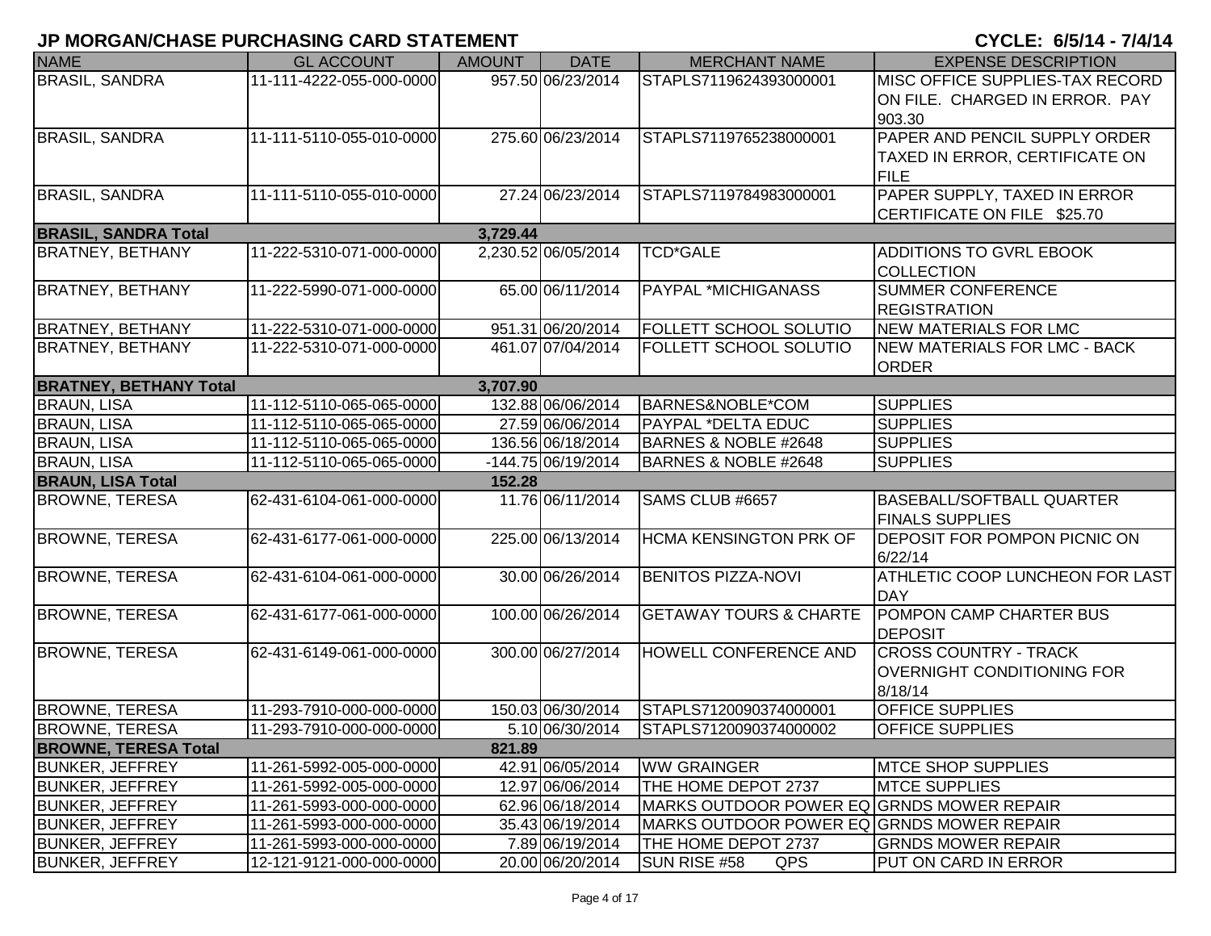## JP MORGAN/CHASE PURCHASING CARD STATEMENT

**CYCLE: 6/5/14 - 7/4/14**

| NAME | GL ACCOUNT | AMOUNT | DATE | MERCHANT NAME | EXPENSE DESCRIPTION |
|---|---|---|---|---|---|
| BRASIL, SANDRA | 11-111-4222-055-000-0000 | 957.50 | 06/23/2014 | STAPLS7119624393000001 | MISC OFFICE SUPPLIES-TAX RECORD ON FILE. CHARGED IN ERROR. PAY 903.30 |
| BRASIL, SANDRA | 11-111-5110-055-010-0000 | 275.60 | 06/23/2014 | STAPLS7119765238000001 | PAPER AND PENCIL SUPPLY ORDER TAXED IN ERROR, CERTIFICATE ON FILE |
| BRASIL, SANDRA | 11-111-5110-055-010-0000 | 27.24 | 06/23/2014 | STAPLS7119784983000001 | PAPER SUPPLY, TAXED IN ERROR CERTIFICATE ON FILE $25.70 |
| **BRASIL, SANDRA Total** | | **3,729.44** | | | |
| BRATNEY, BETHANY | 11-222-5310-071-000-0000 | 2,230.52 | 06/05/2014 | TCD*GALE | ADDITIONS TO GVRL EBOOK COLLECTION |
| BRATNEY, BETHANY | 11-222-5990-071-000-0000 | 65.00 | 06/11/2014 | PAYPAL *MICHIGANASS | SUMMER CONFERENCE REGISTRATION |
| BRATNEY, BETHANY | 11-222-5310-071-000-0000 | 951.31 | 06/20/2014 | FOLLETT SCHOOL SOLUTIO | NEW MATERIALS FOR LMC |
| BRATNEY, BETHANY | 11-222-5310-071-000-0000 | 461.07 | 07/04/2014 | FOLLETT SCHOOL SOLUTIO | NEW MATERIALS FOR LMC - BACK ORDER |
| **BRATNEY, BETHANY Total** | | **3,707.90** | | | |
| BRAUN, LISA | 11-112-5110-065-065-0000 | 132.88 | 06/06/2014 | BARNES&NOBLE*COM | SUPPLIES |
| BRAUN, LISA | 11-112-5110-065-065-0000 | 27.59 | 06/06/2014 | PAYPAL *DELTA EDUC | SUPPLIES |
| BRAUN, LISA | 11-112-5110-065-065-0000 | 136.56 | 06/18/2014 | BARNES & NOBLE #2648 | SUPPLIES |
| BRAUN, LISA | 11-112-5110-065-065-0000 | -144.75 | 06/19/2014 | BARNES & NOBLE #2648 | SUPPLIES |
| **BRAUN, LISA Total** | | **152.28** | | | |
| BROWNE, TERESA | 62-431-6104-061-000-0000 | 11.76 | 06/11/2014 | SAMS CLUB #6657 | BASEBALL/SOFTBALL QUARTER FINALS SUPPLIES |
| BROWNE, TERESA | 62-431-6177-061-000-0000 | 225.00 | 06/13/2014 | HCMA KENSINGTON PRK OF | DEPOSIT FOR POMPON PICNIC ON 6/22/14 |
| BROWNE, TERESA | 62-431-6104-061-000-0000 | 30.00 | 06/26/2014 | BENITOS PIZZA-NOVI | ATHLETIC COOP LUNCHEON FOR LAST DAY |
| BROWNE, TERESA | 62-431-6177-061-000-0000 | 100.00 | 06/26/2014 | GETAWAY TOURS & CHARTE | POMPON CAMP CHARTER BUS DEPOSIT |
| BROWNE, TERESA | 62-431-6149-061-000-0000 | 300.00 | 06/27/2014 | HOWELL CONFERENCE AND | CROSS COUNTRY - TRACK OVERNIGHT CONDITIONING FOR 8/18/14 |
| BROWNE, TERESA | 11-293-7910-000-000-0000 | 150.03 | 06/30/2014 | STAPLS7120090374000001 | OFFICE SUPPLIES |
| BROWNE, TERESA | 11-293-7910-000-000-0000 | 5.10 | 06/30/2014 | STAPLS7120090374000002 | OFFICE SUPPLIES |
| **BROWNE, TERESA Total** | | **821.89** | | | |
| BUNKER, JEFFREY | 11-261-5992-005-000-0000 | 42.91 | 06/05/2014 | WW GRAINGER | MTCE SHOP SUPPLIES |
| BUNKER, JEFFREY | 11-261-5992-005-000-0000 | 12.97 | 06/06/2014 | THE HOME DEPOT 2737 | MTCE SUPPLIES |
| BUNKER, JEFFREY | 11-261-5993-000-000-0000 | 62.96 | 06/18/2014 | MARKS OUTDOOR POWER EQ | GRNDS MOWER REPAIR |
| BUNKER, JEFFREY | 11-261-5993-000-000-0000 | 35.43 | 06/19/2014 | MARKS OUTDOOR POWER EQ | GRNDS MOWER REPAIR |
| BUNKER, JEFFREY | 11-261-5993-000-000-0000 | 7.89 | 06/19/2014 | THE HOME DEPOT 2737 | GRNDS MOWER REPAIR |
| BUNKER, JEFFREY | 12-121-9121-000-000-0000 | 20.00 | 06/20/2014 | SUN RISE #58 QPS | PUT ON CARD IN ERROR |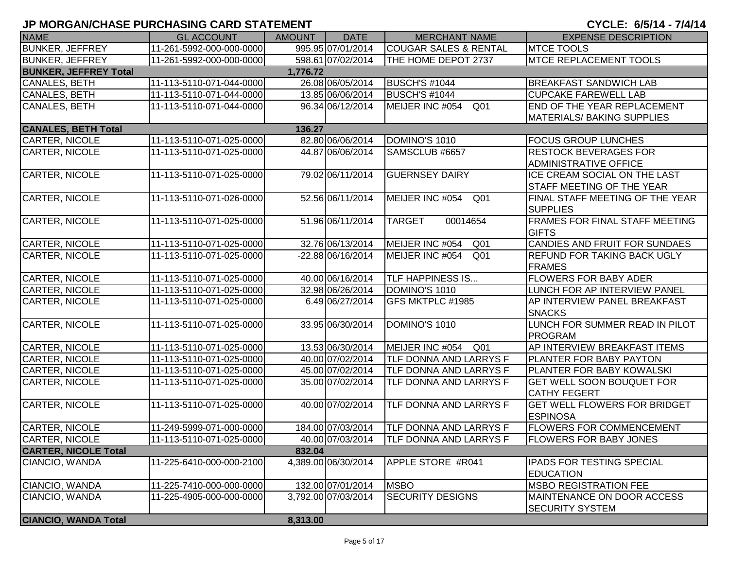# JP MORGAN/CHASE PURCHASING CARD STATEMENT

**CYCLE: 6/5/14 - 7/4/14**

| NAME | GL ACCOUNT | AMOUNT | DATE | MERCHANT NAME | EXPENSE DESCRIPTION |
|---|---|---|---|---|---|
| BUNKER, JEFFREY | 11-261-5992-000-000-0000 | 995.95 | 07/01/2014 | COUGAR SALES & RENTAL | MTCE TOOLS |
| BUNKER, JEFFREY | 11-261-5992-000-000-0000 | 598.61 | 07/02/2014 | THE HOME DEPOT 2737 | MTCE REPLACEMENT TOOLS |
| **BUNKER, JEFFREY Total** | | **1,776.72** | | | |
| CANALES, BETH | 11-113-5110-071-044-0000 | 26.08 | 06/05/2014 | BUSCH'S #1044 | BREAKFAST SANDWICH LAB |
| CANALES, BETH | 11-113-5110-071-044-0000 | 13.85 | 06/06/2014 | BUSCH'S #1044 | CUPCAKE FAREWELL LAB |
| CANALES, BETH | 11-113-5110-071-044-0000 | 96.34 | 06/12/2014 | MEIJER INC #054 Q01 | END OF THE YEAR REPLACEMENT MATERIALS/ BAKING SUPPLIES |
| **CANALES, BETH Total** | | **136.27** | | | |
| CARTER, NICOLE | 11-113-5110-071-025-0000 | 82.80 | 06/06/2014 | DOMINO'S 1010 | FOCUS GROUP LUNCHES |
| CARTER, NICOLE | 11-113-5110-071-025-0000 | 44.87 | 06/06/2014 | SAMSCLUB #6657 | RESTOCK BEVERAGES FOR ADMINISTRATIVE OFFICE |
| CARTER, NICOLE | 11-113-5110-071-025-0000 | 79.02 | 06/11/2014 | GUERNSEY DAIRY | ICE CREAM SOCIAL ON THE LAST STAFF MEETING OF THE YEAR |
| CARTER, NICOLE | 11-113-5110-071-026-0000 | 52.56 | 06/11/2014 | MEIJER INC #054 Q01 | FINAL STAFF MEETING OF THE YEAR SUPPLIES |
| CARTER, NICOLE | 11-113-5110-071-025-0000 | 51.96 | 06/11/2014 | TARGET 00014654 | FRAMES FOR FINAL STAFF MEETING GIFTS |
| CARTER, NICOLE | 11-113-5110-071-025-0000 | 32.76 | 06/13/2014 | MEIJER INC #054 Q01 | CANDIES AND FRUIT FOR SUNDAES |
| CARTER, NICOLE | 11-113-5110-071-025-0000 | -22.88 | 06/16/2014 | MEIJER INC #054 Q01 | REFUND FOR TAKING BACK UGLY FRAMES |
| CARTER, NICOLE | 11-113-5110-071-025-0000 | 40.00 | 06/16/2014 | TLF HAPPINESS IS... | FLOWERS FOR BABY ADER |
| CARTER, NICOLE | 11-113-5110-071-025-0000 | 32.98 | 06/26/2014 | DOMINO'S 1010 | LUNCH FOR AP INTERVIEW PANEL |
| CARTER, NICOLE | 11-113-5110-071-025-0000 | 6.49 | 06/27/2014 | GFS MKTPLC #1985 | AP INTERVIEW PANEL BREAKFAST SNACKS |
| CARTER, NICOLE | 11-113-5110-071-025-0000 | 33.95 | 06/30/2014 | DOMINO'S 1010 | LUNCH FOR SUMMER READ IN PILOT PROGRAM |
| CARTER, NICOLE | 11-113-5110-071-025-0000 | 13.53 | 06/30/2014 | MEIJER INC #054 Q01 | AP INTERVIEW BREAKFAST ITEMS |
| CARTER, NICOLE | 11-113-5110-071-025-0000 | 40.00 | 07/02/2014 | TLF DONNA AND LARRYS F | PLANTER FOR BABY PAYTON |
| CARTER, NICOLE | 11-113-5110-071-025-0000 | 45.00 | 07/02/2014 | TLF DONNA AND LARRYS F | PLANTER FOR BABY KOWALSKI |
| CARTER, NICOLE | 11-113-5110-071-025-0000 | 35.00 | 07/02/2014 | TLF DONNA AND LARRYS F | GET WELL SOON BOUQUET FOR CATHY FEGERT |
| CARTER, NICOLE | 11-113-5110-071-025-0000 | 40.00 | 07/02/2014 | TLF DONNA AND LARRYS F | GET WELL FLOWERS FOR BRIDGET ESPINOSA |
| CARTER, NICOLE | 11-249-5999-071-000-0000 | 184.00 | 07/03/2014 | TLF DONNA AND LARRYS F | FLOWERS FOR COMMENCEMENT |
| CARTER, NICOLE | 11-113-5110-071-025-0000 | 40.00 | 07/03/2014 | TLF DONNA AND LARRYS F | FLOWERS FOR BABY JONES |
| **CARTER, NICOLE Total** | | **832.04** | | | |
| CIANCIO, WANDA | 11-225-6410-000-000-2100 | 4,389.00 | 06/30/2014 | APPLE STORE #R041 | IPADS FOR TESTING SPECIAL EDUCATION |
| CIANCIO, WANDA | 11-225-7410-000-000-0000 | 132.00 | 07/01/2014 | MSBO | MSBO REGISTRATION FEE |
| CIANCIO, WANDA | 11-225-4905-000-000-0000 | 3,792.00 | 07/03/2014 | SECURITY DESIGNS | MAINTENANCE ON DOOR ACCESS SECURITY SYSTEM |
| **CIANCIO, WANDA Total** | | **8,313.00** | | | |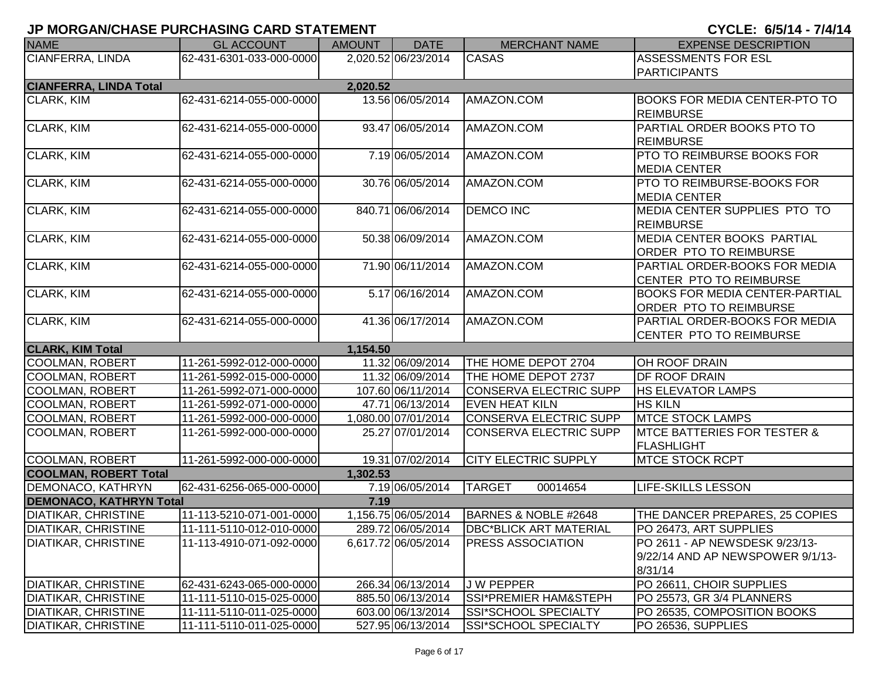# JP MORGAN/CHASE PURCHASING CARD STATEMENT

**CYCLE: 6/5/14 - 7/4/14**

| NAME | GL ACCOUNT | AMOUNT | DATE | MERCHANT NAME | EXPENSE DESCRIPTION |
|---|---|---|---|---|---|
| CIANFERRA, LINDA | 62-431-6301-033-000-0000 | 2,020.52 | 06/23/2014 | CASAS | ASSESSMENTS FOR ESL PARTICIPANTS |
| **CIANFERRA, LINDA Total** | | **2,020.52** | | | |
| CLARK, KIM | 62-431-6214-055-000-0000 | 13.56 | 06/05/2014 | AMAZON.COM | BOOKS FOR MEDIA CENTER-PTO TO REIMBURSE |
| CLARK, KIM | 62-431-6214-055-000-0000 | 93.47 | 06/05/2014 | AMAZON.COM | PARTIAL ORDER BOOKS PTO TO REIMBURSE |
| CLARK, KIM | 62-431-6214-055-000-0000 | 7.19 | 06/05/2014 | AMAZON.COM | PTO TO REIMBURSE BOOKS FOR MEDIA CENTER |
| CLARK, KIM | 62-431-6214-055-000-0000 | 30.76 | 06/05/2014 | AMAZON.COM | PTO TO REIMBURSE-BOOKS FOR MEDIA CENTER |
| CLARK, KIM | 62-431-6214-055-000-0000 | 840.71 | 06/06/2014 | DEMCO INC | MEDIA CENTER SUPPLIES PTO TO REIMBURSE |
| CLARK, KIM | 62-431-6214-055-000-0000 | 50.38 | 06/09/2014 | AMAZON.COM | MEDIA CENTER BOOKS PARTIAL ORDER PTO TO REIMBURSE |
| CLARK, KIM | 62-431-6214-055-000-0000 | 71.90 | 06/11/2014 | AMAZON.COM | PARTIAL ORDER-BOOKS FOR MEDIA CENTER PTO TO REIMBURSE |
| CLARK, KIM | 62-431-6214-055-000-0000 | 5.17 | 06/16/2014 | AMAZON.COM | BOOKS FOR MEDIA CENTER-PARTIAL ORDER PTO TO REIMBURSE |
| CLARK, KIM | 62-431-6214-055-000-0000 | 41.36 | 06/17/2014 | AMAZON.COM | PARTIAL ORDER-BOOKS FOR MEDIA CENTER PTO TO REIMBURSE |
| **CLARK, KIM Total** | | **1,154.50** | | | |
| COOLMAN, ROBERT | 11-261-5992-012-000-0000 | 11.32 | 06/09/2014 | THE HOME DEPOT 2704 | OH ROOF DRAIN |
| COOLMAN, ROBERT | 11-261-5992-015-000-0000 | 11.32 | 06/09/2014 | THE HOME DEPOT 2737 | DF ROOF DRAIN |
| COOLMAN, ROBERT | 11-261-5992-071-000-0000 | 107.60 | 06/11/2014 | CONSERVA ELECTRIC SUPP | HS ELEVATOR LAMPS |
| COOLMAN, ROBERT | 11-261-5992-071-000-0000 | 47.71 | 06/13/2014 | EVEN HEAT KILN | HS KILN |
| COOLMAN, ROBERT | 11-261-5992-000-000-0000 | 1,080.00 | 07/01/2014 | CONSERVA ELECTRIC SUPP | MTCE STOCK LAMPS |
| COOLMAN, ROBERT | 11-261-5992-000-000-0000 | 25.27 | 07/01/2014 | CONSERVA ELECTRIC SUPP | MTCE BATTERIES FOR TESTER & FLASHLIGHT |
| COOLMAN, ROBERT | 11-261-5992-000-000-0000 | 19.31 | 07/02/2014 | CITY ELECTRIC SUPPLY | MTCE STOCK RCPT |
| **COOLMAN, ROBERT Total** | | **1,302.53** | | | |
| DEMONACO, KATHRYN | 62-431-6256-065-000-0000 | 7.19 | 06/05/2014 | TARGET 00014654 | LIFE-SKILLS LESSON |
| **DEMONACO, KATHRYN Total** | | **7.19** | | | |
| DIATIKAR, CHRISTINE | 11-113-5210-071-001-0000 | 1,156.75 | 06/05/2014 | BARNES & NOBLE #2648 | THE DANCER PREPARES, 25 COPIES |
| DIATIKAR, CHRISTINE | 11-111-5110-012-010-0000 | 289.72 | 06/05/2014 | DBC*BLICK ART MATERIAL | PO 26473, ART SUPPLIES |
| DIATIKAR, CHRISTINE | 11-113-4910-071-092-0000 | 6,617.72 | 06/05/2014 | PRESS ASSOCIATION | PO 2611 - AP NEWSDESK 9/23/13-9/22/14 AND AP NEWSPOWER 9/1/13-8/31/14 |
| DIATIKAR, CHRISTINE | 62-431-6243-065-000-0000 | 266.34 | 06/13/2014 | J W PEPPER | PO 26611, CHOIR SUPPLIES |
| DIATIKAR, CHRISTINE | 11-111-5110-015-025-0000 | 885.50 | 06/13/2014 | SSI*PREMIER HAM&STEPH | PO 25573, GR 3/4 PLANNERS |
| DIATIKAR, CHRISTINE | 11-111-5110-011-025-0000 | 603.00 | 06/13/2014 | SSI*SCHOOL SPECIALTY | PO 26535, COMPOSITION BOOKS |
| DIATIKAR, CHRISTINE | 11-111-5110-011-025-0000 | 527.95 | 06/13/2014 | SSI*SCHOOL SPECIALTY | PO 26536, SUPPLIES |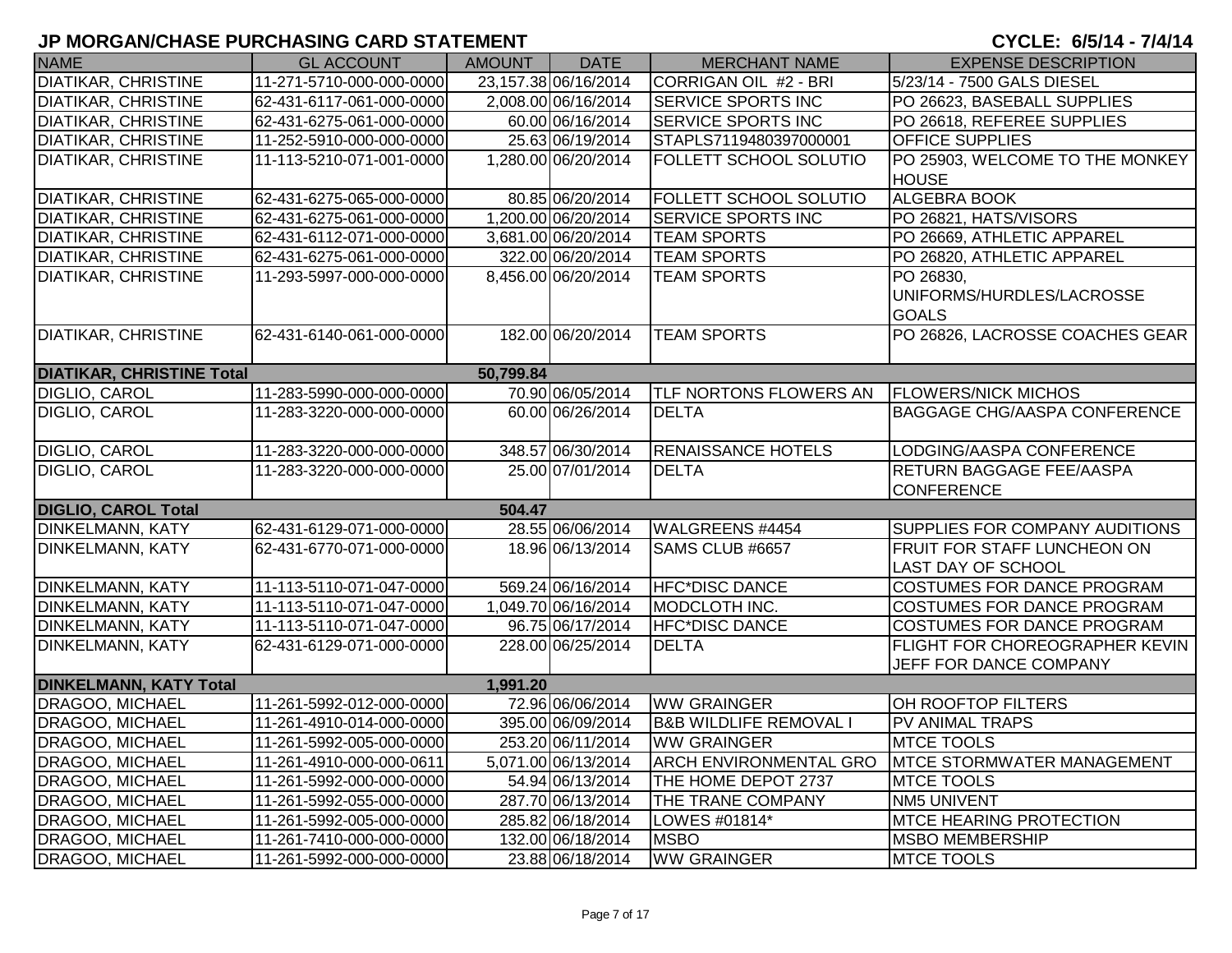# JP MORGAN/CHASE PURCHASING CARD STATEMENT

**CYCLE: 6/5/14 - 7/4/14**

| NAME | GL ACCOUNT | AMOUNT | DATE | MERCHANT NAME | EXPENSE DESCRIPTION |
|---|---|---|---|---|---|
| DIATIKAR, CHRISTINE | 11-271-5710-000-000-0000 | 23,157.38 | 06/16/2014 | CORRIGAN OIL #2 - BRI | 5/23/14 - 7500 GALS DIESEL |
| DIATIKAR, CHRISTINE | 62-431-6117-061-000-0000 | 2,008.00 | 06/16/2014 | SERVICE SPORTS INC | PO 26623, BASEBALL SUPPLIES |
| DIATIKAR, CHRISTINE | 62-431-6275-061-000-0000 | 60.00 | 06/16/2014 | SERVICE SPORTS INC | PO 26618, REFEREE SUPPLIES |
| DIATIKAR, CHRISTINE | 11-252-5910-000-000-0000 | 25.63 | 06/19/2014 | STAPLS7119480397000001 | OFFICE SUPPLIES |
| DIATIKAR, CHRISTINE | 11-113-5210-071-001-0000 | 1,280.00 | 06/20/2014 | FOLLETT SCHOOL SOLUTIO | PO 25903, WELCOME TO THE MONKEY HOUSE |
| DIATIKAR, CHRISTINE | 62-431-6275-065-000-0000 | 80.85 | 06/20/2014 | FOLLETT SCHOOL SOLUTIO | ALGEBRA BOOK |
| DIATIKAR, CHRISTINE | 62-431-6275-061-000-0000 | 1,200.00 | 06/20/2014 | SERVICE SPORTS INC | PO 26821, HATS/VISORS |
| DIATIKAR, CHRISTINE | 62-431-6112-071-000-0000 | 3,681.00 | 06/20/2014 | TEAM SPORTS | PO 26669, ATHLETIC APPAREL |
| DIATIKAR, CHRISTINE | 62-431-6275-061-000-0000 | 322.00 | 06/20/2014 | TEAM SPORTS | PO 26820, ATHLETIC APPAREL |
| DIATIKAR, CHRISTINE | 11-293-5997-000-000-0000 | 8,456.00 | 06/20/2014 | TEAM SPORTS | PO 26830, UNIFORMS/HURDLES/LACROSSE GOALS |
| DIATIKAR, CHRISTINE | 62-431-6140-061-000-0000 | 182.00 | 06/20/2014 | TEAM SPORTS | PO 26826, LACROSSE COACHES GEAR |
| **DIATIKAR, CHRISTINE Total** | | **50,799.84** | | | |
| DIGLIO, CAROL | 11-283-5990-000-000-0000 | 70.90 | 06/05/2014 | TLF NORTONS FLOWERS AN | FLOWERS/NICK MICHOS |
| DIGLIO, CAROL | 11-283-3220-000-000-0000 | 60.00 | 06/26/2014 | DELTA | BAGGAGE CHG/AASPA CONFERENCE |
| DIGLIO, CAROL | 11-283-3220-000-000-0000 | 348.57 | 06/30/2014 | RENAISSANCE HOTELS | LODGING/AASPA CONFERENCE |
| DIGLIO, CAROL | 11-283-3220-000-000-0000 | 25.00 | 07/01/2014 | DELTA | RETURN BAGGAGE FEE/AASPA CONFERENCE |
| **DIGLIO, CAROL Total** | | **504.47** | | | |
| DINKELMANN, KATY | 62-431-6129-071-000-0000 | 28.55 | 06/06/2014 | WALGREENS #4454 | SUPPLIES FOR COMPANY AUDITIONS |
| DINKELMANN, KATY | 62-431-6770-071-000-0000 | 18.96 | 06/13/2014 | SAMS CLUB #6657 | FRUIT FOR STAFF LUNCHEON ON LAST DAY OF SCHOOL |
| DINKELMANN, KATY | 11-113-5110-071-047-0000 | 569.24 | 06/16/2014 | HFC*DISC DANCE | COSTUMES FOR DANCE PROGRAM |
| DINKELMANN, KATY | 11-113-5110-071-047-0000 | 1,049.70 | 06/16/2014 | MODCLOTH INC. | COSTUMES FOR DANCE PROGRAM |
| DINKELMANN, KATY | 11-113-5110-071-047-0000 | 96.75 | 06/17/2014 | HFC*DISC DANCE | COSTUMES FOR DANCE PROGRAM |
| DINKELMANN, KATY | 62-431-6129-071-000-0000 | 228.00 | 06/25/2014 | DELTA | FLIGHT FOR CHOREOGRAPHER KEVIN JEFF FOR DANCE COMPANY |
| **DINKELMANN, KATY Total** | | **1,991.20** | | | |
| DRAGOO, MICHAEL | 11-261-5992-012-000-0000 | 72.96 | 06/06/2014 | WW GRAINGER | OH ROOFTOP FILTERS |
| DRAGOO, MICHAEL | 11-261-4910-014-000-0000 | 395.00 | 06/09/2014 | B&B WILDLIFE REMOVAL I | PV ANIMAL TRAPS |
| DRAGOO, MICHAEL | 11-261-5992-005-000-0000 | 253.20 | 06/11/2014 | WW GRAINGER | MTCE TOOLS |
| DRAGOO, MICHAEL | 11-261-4910-000-000-0611 | 5,071.00 | 06/13/2014 | ARCH ENVIRONMENTAL GRO | MTCE STORMWATER MANAGEMENT |
| DRAGOO, MICHAEL | 11-261-5992-000-000-0000 | 54.94 | 06/13/2014 | THE HOME DEPOT 2737 | MTCE TOOLS |
| DRAGOO, MICHAEL | 11-261-5992-055-000-0000 | 287.70 | 06/13/2014 | THE TRANE COMPANY | NM5 UNIVENT |
| DRAGOO, MICHAEL | 11-261-5992-005-000-0000 | 285.82 | 06/18/2014 | LOWES #01814* | MTCE HEARING PROTECTION |
| DRAGOO, MICHAEL | 11-261-7410-000-000-0000 | 132.00 | 06/18/2014 | MSBO | MSBO MEMBERSHIP |
| DRAGOO, MICHAEL | 11-261-5992-000-000-0000 | 23.88 | 06/18/2014 | WW GRAINGER | MTCE TOOLS |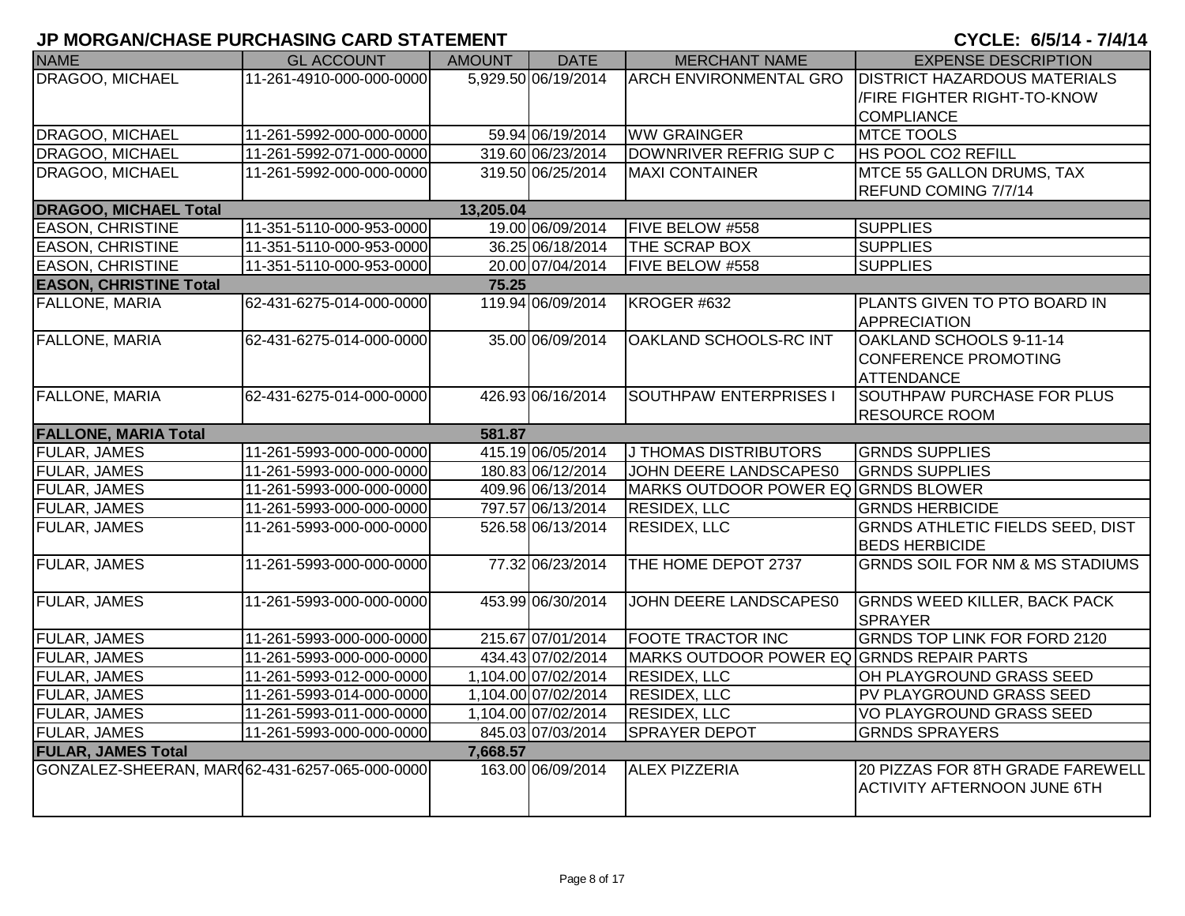# JP MORGAN/CHASE PURCHASING CARD STATEMENT

**CYCLE: 6/5/14 - 7/4/14**

| NAME | GL ACCOUNT | AMOUNT | DATE | MERCHANT NAME | EXPENSE DESCRIPTION |
|---|---|---|---|---|---|
| DRAGOO, MICHAEL | 11-261-4910-000-000-0000 | 5,929.50 | 06/19/2014 | ARCH ENVIRONMENTAL GRO | DISTRICT HAZARDOUS MATERIALS /FIRE FIGHTER RIGHT-TO-KNOW COMPLIANCE |
| DRAGOO, MICHAEL | 11-261-5992-000-000-0000 | 59.94 | 06/19/2014 | WW GRAINGER | MTCE TOOLS |
| DRAGOO, MICHAEL | 11-261-5992-071-000-0000 | 319.60 | 06/23/2014 | DOWNRIVER REFRIG SUP C | HS POOL CO2 REFILL |
| DRAGOO, MICHAEL | 11-261-5992-000-000-0000 | 319.50 | 06/25/2014 | MAXI CONTAINER | MTCE 55 GALLON DRUMS, TAX REFUND COMING 7/7/14 |
| **DRAGOO, MICHAEL Total** | | **13,205.04** | | | |
| EASON, CHRISTINE | 11-351-5110-000-953-0000 | 19.00 | 06/09/2014 | FIVE BELOW #558 | SUPPLIES |
| EASON, CHRISTINE | 11-351-5110-000-953-0000 | 36.25 | 06/18/2014 | THE SCRAP BOX | SUPPLIES |
| EASON, CHRISTINE | 11-351-5110-000-953-0000 | 20.00 | 07/04/2014 | FIVE BELOW #558 | SUPPLIES |
| **EASON, CHRISTINE Total** | | **75.25** | | | |
| FALLONE, MARIA | 62-431-6275-014-000-0000 | 119.94 | 06/09/2014 | KROGER #632 | PLANTS GIVEN TO PTO BOARD IN APPRECIATION |
| FALLONE, MARIA | 62-431-6275-014-000-0000 | 35.00 | 06/09/2014 | OAKLAND SCHOOLS-RC INT | OAKLAND SCHOOLS 9-11-14 CONFERENCE PROMOTING ATTENDANCE |
| FALLONE, MARIA | 62-431-6275-014-000-0000 | 426.93 | 06/16/2014 | SOUTHPAW ENTERPRISES I | SOUTHPAW PURCHASE FOR PLUS RESOURCE ROOM |
| **FALLONE, MARIA Total** | | **581.87** | | | |
| FULAR, JAMES | 11-261-5993-000-000-0000 | 415.19 | 06/05/2014 | J THOMAS DISTRIBUTORS | GRNDS SUPPLIES |
| FULAR, JAMES | 11-261-5993-000-000-0000 | 180.83 | 06/12/2014 | JOHN DEERE LANDSCAPES0 | GRNDS SUPPLIES |
| FULAR, JAMES | 11-261-5993-000-000-0000 | 409.96 | 06/13/2014 | MARKS OUTDOOR POWER EQ | GRNDS BLOWER |
| FULAR, JAMES | 11-261-5993-000-000-0000 | 797.57 | 06/13/2014 | RESIDEX, LLC | GRNDS HERBICIDE |
| FULAR, JAMES | 11-261-5993-000-000-0000 | 526.58 | 06/13/2014 | RESIDEX, LLC | GRNDS ATHLETIC FIELDS SEED, DIST BEDS HERBICIDE |
| FULAR, JAMES | 11-261-5993-000-000-0000 | 77.32 | 06/23/2014 | THE HOME DEPOT 2737 | GRNDS SOIL FOR NM & MS STADIUMS |
| FULAR, JAMES | 11-261-5993-000-000-0000 | 453.99 | 06/30/2014 | JOHN DEERE LANDSCAPES0 | GRNDS WEED KILLER, BACK PACK SPRAYER |
| FULAR, JAMES | 11-261-5993-000-000-0000 | 215.67 | 07/01/2014 | FOOTE TRACTOR INC | GRNDS TOP LINK FOR FORD 2120 |
| FULAR, JAMES | 11-261-5993-000-000-0000 | 434.43 | 07/02/2014 | MARKS OUTDOOR POWER EQ | GRNDS REPAIR PARTS |
| FULAR, JAMES | 11-261-5993-012-000-0000 | 1,104.00 | 07/02/2014 | RESIDEX, LLC | OH PLAYGROUND GRASS SEED |
| FULAR, JAMES | 11-261-5993-014-000-0000 | 1,104.00 | 07/02/2014 | RESIDEX, LLC | PV PLAYGROUND GRASS SEED |
| FULAR, JAMES | 11-261-5993-011-000-0000 | 1,104.00 | 07/02/2014 | RESIDEX, LLC | VO PLAYGROUND GRASS SEED |
| FULAR, JAMES | 11-261-5993-000-000-0000 | 845.03 | 07/03/2014 | SPRAYER DEPOT | GRNDS SPRAYERS |
| **FULAR, JAMES Total** | | **7,668.57** | | | |
| GONZALEZ-SHEERAN, MAR( | 62-431-6257-065-000-0000 | 163.00 | 06/09/2014 | ALEX PIZZERIA | 20 PIZZAS FOR 8TH GRADE FAREWELL ACTIVITY AFTERNOON JUNE 6TH |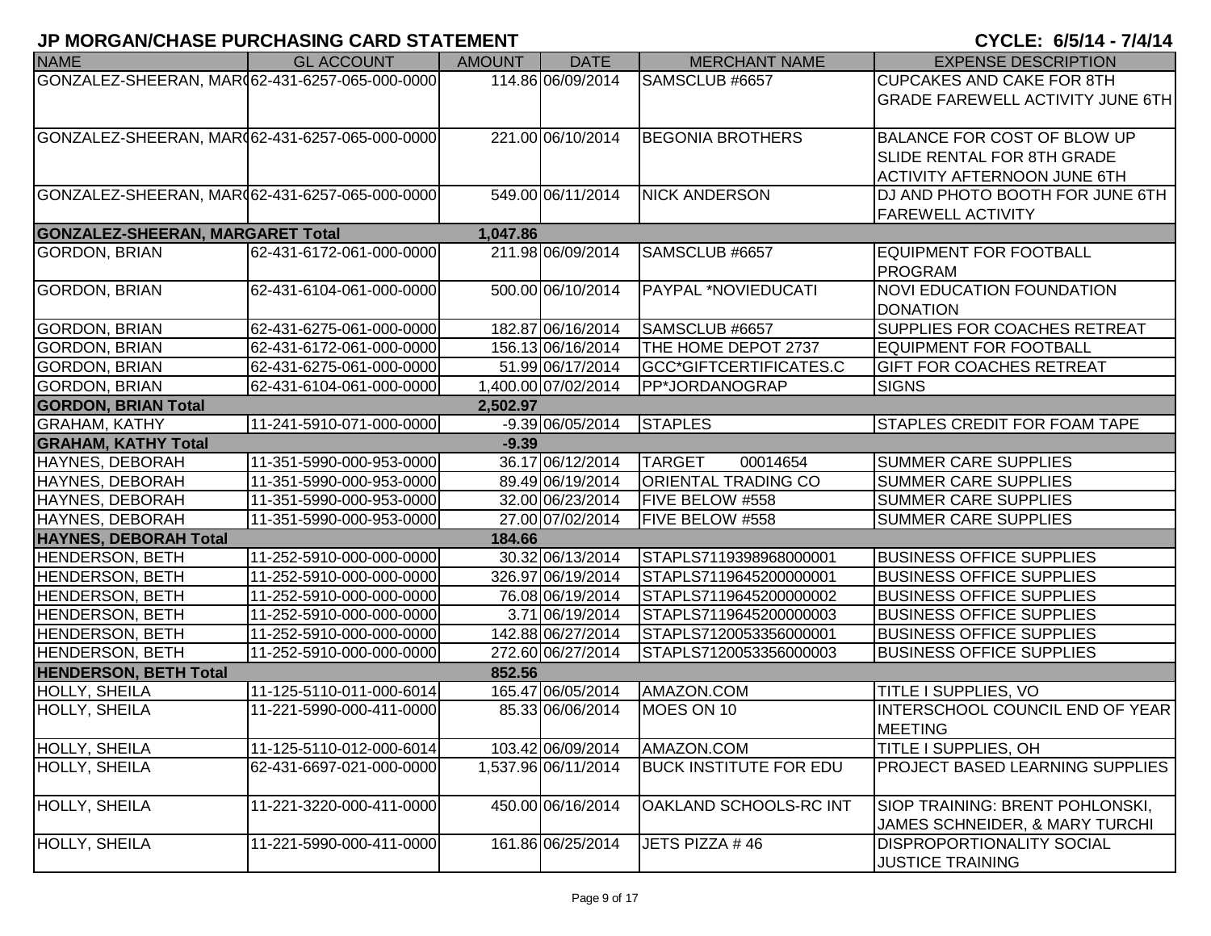# JP MORGAN/CHASE PURCHASING CARD STATEMENT

**CYCLE: 6/5/14 - 7/4/14**

| NAME | GL ACCOUNT | AMOUNT | DATE | MERCHANT NAME | EXPENSE DESCRIPTION |
|---|---|---|---|---|---|
| GONZALEZ-SHEERAN, MAR( | 62-431-6257-065-000-0000 | 114.86 | 06/09/2014 | SAMSCLUB #6657 | CUPCAKES AND CAKE FOR 8TH GRADE FAREWELL ACTIVITY JUNE 6TH |
| GONZALEZ-SHEERAN, MAR( | 62-431-6257-065-000-0000 | 221.00 | 06/10/2014 | BEGONIA BROTHERS | BALANCE FOR COST OF BLOW UP SLIDE RENTAL FOR 8TH GRADE ACTIVITY AFTERNOON JUNE 6TH |
| GONZALEZ-SHEERAN, MAR( | 62-431-6257-065-000-0000 | 549.00 | 06/11/2014 | NICK ANDERSON | DJ AND PHOTO BOOTH FOR JUNE 6TH FAREWELL ACTIVITY |
| **GONZALEZ-SHEERAN, MARGARET Total** | | **1,047.86** | | | |
| GORDON, BRIAN | 62-431-6172-061-000-0000 | 211.98 | 06/09/2014 | SAMSCLUB #6657 | EQUIPMENT FOR FOOTBALL PROGRAM |
| GORDON, BRIAN | 62-431-6104-061-000-0000 | 500.00 | 06/10/2014 | PAYPAL *NOVIEDUCATI | NOVI EDUCATION FOUNDATION DONATION |
| GORDON, BRIAN | 62-431-6275-061-000-0000 | 182.87 | 06/16/2014 | SAMSCLUB #6657 | SUPPLIES FOR COACHES RETREAT |
| GORDON, BRIAN | 62-431-6172-061-000-0000 | 156.13 | 06/16/2014 | THE HOME DEPOT 2737 | EQUIPMENT FOR FOOTBALL |
| GORDON, BRIAN | 62-431-6275-061-000-0000 | 51.99 | 06/17/2014 | GCC*GIFTCERTIFICATES.C | GIFT FOR COACHES RETREAT |
| GORDON, BRIAN | 62-431-6104-061-000-0000 | 1,400.00 | 07/02/2014 | PP*JORDANOGRAP | SIGNS |
| **GORDON, BRIAN Total** | | **2,502.97** | | | |
| GRAHAM, KATHY | 11-241-5910-071-000-0000 | -9.39 | 06/05/2014 | STAPLES | STAPLES CREDIT FOR FOAM TAPE |
| **GRAHAM, KATHY Total** | | **-9.39** | | | |
| HAYNES, DEBORAH | 11-351-5990-000-953-0000 | 36.17 | 06/12/2014 | TARGET 00014654 | SUMMER CARE SUPPLIES |
| HAYNES, DEBORAH | 11-351-5990-000-953-0000 | 89.49 | 06/19/2014 | ORIENTAL TRADING CO | SUMMER CARE SUPPLIES |
| HAYNES, DEBORAH | 11-351-5990-000-953-0000 | 32.00 | 06/23/2014 | FIVE BELOW #558 | SUMMER CARE SUPPLIES |
| HAYNES, DEBORAH | 11-351-5990-000-953-0000 | 27.00 | 07/02/2014 | FIVE BELOW #558 | SUMMER CARE SUPPLIES |
| **HAYNES, DEBORAH Total** | | **184.66** | | | |
| HENDERSON, BETH | 11-252-5910-000-000-0000 | 30.32 | 06/13/2014 | STAPLS7119398968000001 | BUSINESS OFFICE SUPPLIES |
| HENDERSON, BETH | 11-252-5910-000-000-0000 | 326.97 | 06/19/2014 | STAPLS7119645200000001 | BUSINESS OFFICE SUPPLIES |
| HENDERSON, BETH | 11-252-5910-000-000-0000 | 76.08 | 06/19/2014 | STAPLS7119645200000002 | BUSINESS OFFICE SUPPLIES |
| HENDERSON, BETH | 11-252-5910-000-000-0000 | 3.71 | 06/19/2014 | STAPLS7119645200000003 | BUSINESS OFFICE SUPPLIES |
| HENDERSON, BETH | 11-252-5910-000-000-0000 | 142.88 | 06/27/2014 | STAPLS7120053356000001 | BUSINESS OFFICE SUPPLIES |
| HENDERSON, BETH | 11-252-5910-000-000-0000 | 272.60 | 06/27/2014 | STAPLS7120053356000003 | BUSINESS OFFICE SUPPLIES |
| **HENDERSON, BETH Total** | | **852.56** | | | |
| HOLLY, SHEILA | 11-125-5110-011-000-6014 | 165.47 | 06/05/2014 | AMAZON.COM | TITLE I SUPPLIES, VO |
| HOLLY, SHEILA | 11-221-5990-000-411-0000 | 85.33 | 06/06/2014 | MOES ON 10 | INTERSCHOOL COUNCIL END OF YEAR MEETING |
| HOLLY, SHEILA | 11-125-5110-012-000-6014 | 103.42 | 06/09/2014 | AMAZON.COM | TITLE I SUPPLIES, OH |
| HOLLY, SHEILA | 62-431-6697-021-000-0000 | 1,537.96 | 06/11/2014 | BUCK INSTITUTE FOR EDU | PROJECT BASED LEARNING SUPPLIES |
| HOLLY, SHEILA | 11-221-3220-000-411-0000 | 450.00 | 06/16/2014 | OAKLAND SCHOOLS-RC INT | SIOP TRAINING: BRENT POHLONSKI, JAMES SCHNEIDER, & MARY TURCHI |
| HOLLY, SHEILA | 11-221-5990-000-411-0000 | 161.86 | 06/25/2014 | JETS PIZZA # 46 | DISPROPORTIONALITY SOCIAL JUSTICE TRAINING |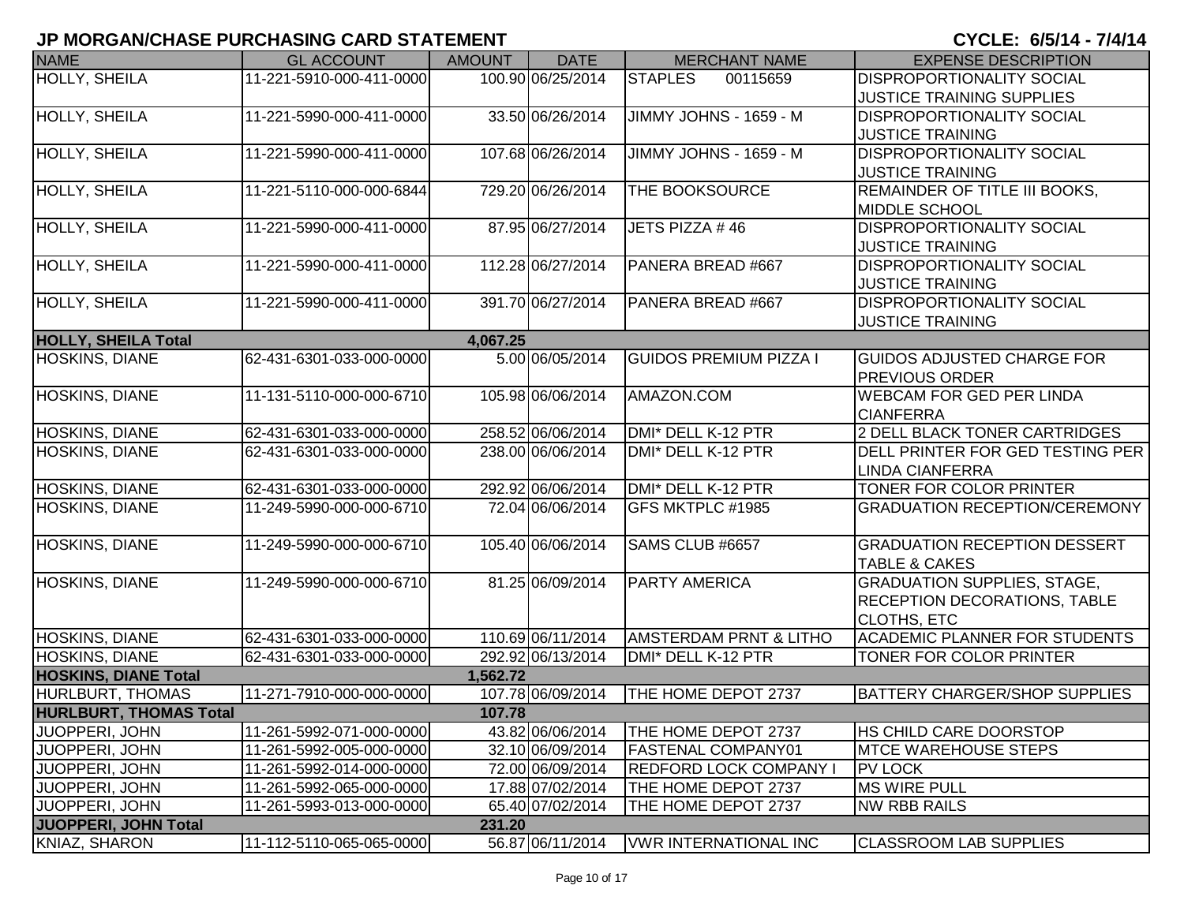# JP MORGAN/CHASE PURCHASING CARD STATEMENT

**CYCLE: 6/5/14 - 7/4/14**

| NAME | GL ACCOUNT | AMOUNT | DATE | MERCHANT NAME | EXPENSE DESCRIPTION |
|---|---|---|---|---|---|
| HOLLY, SHEILA | 11-221-5910-000-411-0000 | 100.90 | 06/25/2014 | STAPLES 00115659 | DISPROPORTIONALITY SOCIAL JUSTICE TRAINING SUPPLIES |
| HOLLY, SHEILA | 11-221-5990-000-411-0000 | 33.50 | 06/26/2014 | JIMMY JOHNS - 1659 - M | DISPROPORTIONALITY SOCIAL JUSTICE TRAINING |
| HOLLY, SHEILA | 11-221-5990-000-411-0000 | 107.68 | 06/26/2014 | JIMMY JOHNS - 1659 - M | DISPROPORTIONALITY SOCIAL JUSTICE TRAINING |
| HOLLY, SHEILA | 11-221-5110-000-000-6844 | 729.20 | 06/26/2014 | THE BOOKSOURCE | REMAINDER OF TITLE III BOOKS, MIDDLE SCHOOL |
| HOLLY, SHEILA | 11-221-5990-000-411-0000 | 87.95 | 06/27/2014 | JETS PIZZA # 46 | DISPROPORTIONALITY SOCIAL JUSTICE TRAINING |
| HOLLY, SHEILA | 11-221-5990-000-411-0000 | 112.28 | 06/27/2014 | PANERA BREAD #667 | DISPROPORTIONALITY SOCIAL JUSTICE TRAINING |
| HOLLY, SHEILA | 11-221-5990-000-411-0000 | 391.70 | 06/27/2014 | PANERA BREAD #667 | DISPROPORTIONALITY SOCIAL JUSTICE TRAINING |
| **HOLLY, SHEILA Total** | | **4,067.25** | | | |
| HOSKINS, DIANE | 62-431-6301-033-000-0000 | 5.00 | 06/05/2014 | GUIDOS PREMIUM PIZZA I | GUIDOS ADJUSTED CHARGE FOR PREVIOUS ORDER |
| HOSKINS, DIANE | 11-131-5110-000-000-6710 | 105.98 | 06/06/2014 | AMAZON.COM | WEBCAM FOR GED PER LINDA CIANFERRA |
| HOSKINS, DIANE | 62-431-6301-033-000-0000 | 258.52 | 06/06/2014 | DMI* DELL K-12 PTR | 2 DELL BLACK TONER CARTRIDGES |
| HOSKINS, DIANE | 62-431-6301-033-000-0000 | 238.00 | 06/06/2014 | DMI* DELL K-12 PTR | DELL PRINTER FOR GED TESTING PER LINDA CIANFERRA |
| HOSKINS, DIANE | 62-431-6301-033-000-0000 | 292.92 | 06/06/2014 | DMI* DELL K-12 PTR | TONER FOR COLOR PRINTER |
| HOSKINS, DIANE | 11-249-5990-000-000-6710 | 72.04 | 06/06/2014 | GFS MKTPLC #1985 | GRADUATION RECEPTION/CEREMONY |
| HOSKINS, DIANE | 11-249-5990-000-000-6710 | 105.40 | 06/06/2014 | SAMS CLUB #6657 | GRADUATION RECEPTION DESSERT TABLE & CAKES |
| HOSKINS, DIANE | 11-249-5990-000-000-6710 | 81.25 | 06/09/2014 | PARTY AMERICA | GRADUATION SUPPLIES, STAGE, RECEPTION DECORATIONS, TABLE CLOTHS, ETC |
| HOSKINS, DIANE | 62-431-6301-033-000-0000 | 110.69 | 06/11/2014 | AMSTERDAM PRNT & LITHO | ACADEMIC PLANNER FOR STUDENTS |
| HOSKINS, DIANE | 62-431-6301-033-000-0000 | 292.92 | 06/13/2014 | DMI* DELL K-12 PTR | TONER FOR COLOR PRINTER |
| **HOSKINS, DIANE Total** | | **1,562.72** | | | |
| HURLBURT, THOMAS | 11-271-7910-000-000-0000 | 107.78 | 06/09/2014 | THE HOME DEPOT 2737 | BATTERY CHARGER/SHOP SUPPLIES |
| **HURLBURT, THOMAS Total** | | **107.78** | | | |
| JUOPPERI, JOHN | 11-261-5992-071-000-0000 | 43.82 | 06/06/2014 | THE HOME DEPOT 2737 | HS CHILD CARE DOORSTOP |
| JUOPPERI, JOHN | 11-261-5992-005-000-0000 | 32.10 | 06/09/2014 | FASTENAL COMPANY01 | MTCE WAREHOUSE STEPS |
| JUOPPERI, JOHN | 11-261-5992-014-000-0000 | 72.00 | 06/09/2014 | REDFORD LOCK COMPANY I | PV LOCK |
| JUOPPERI, JOHN | 11-261-5992-065-000-0000 | 17.88 | 07/02/2014 | THE HOME DEPOT 2737 | MS WIRE PULL |
| JUOPPERI, JOHN | 11-261-5993-013-000-0000 | 65.40 | 07/02/2014 | THE HOME DEPOT 2737 | NW RBB RAILS |
| **JUOPPERI, JOHN Total** | | **231.20** | | | |
| KNIAZ, SHARON | 11-112-5110-065-065-0000 | 56.87 | 06/11/2014 | VWR INTERNATIONAL INC | CLASSROOM LAB SUPPLIES |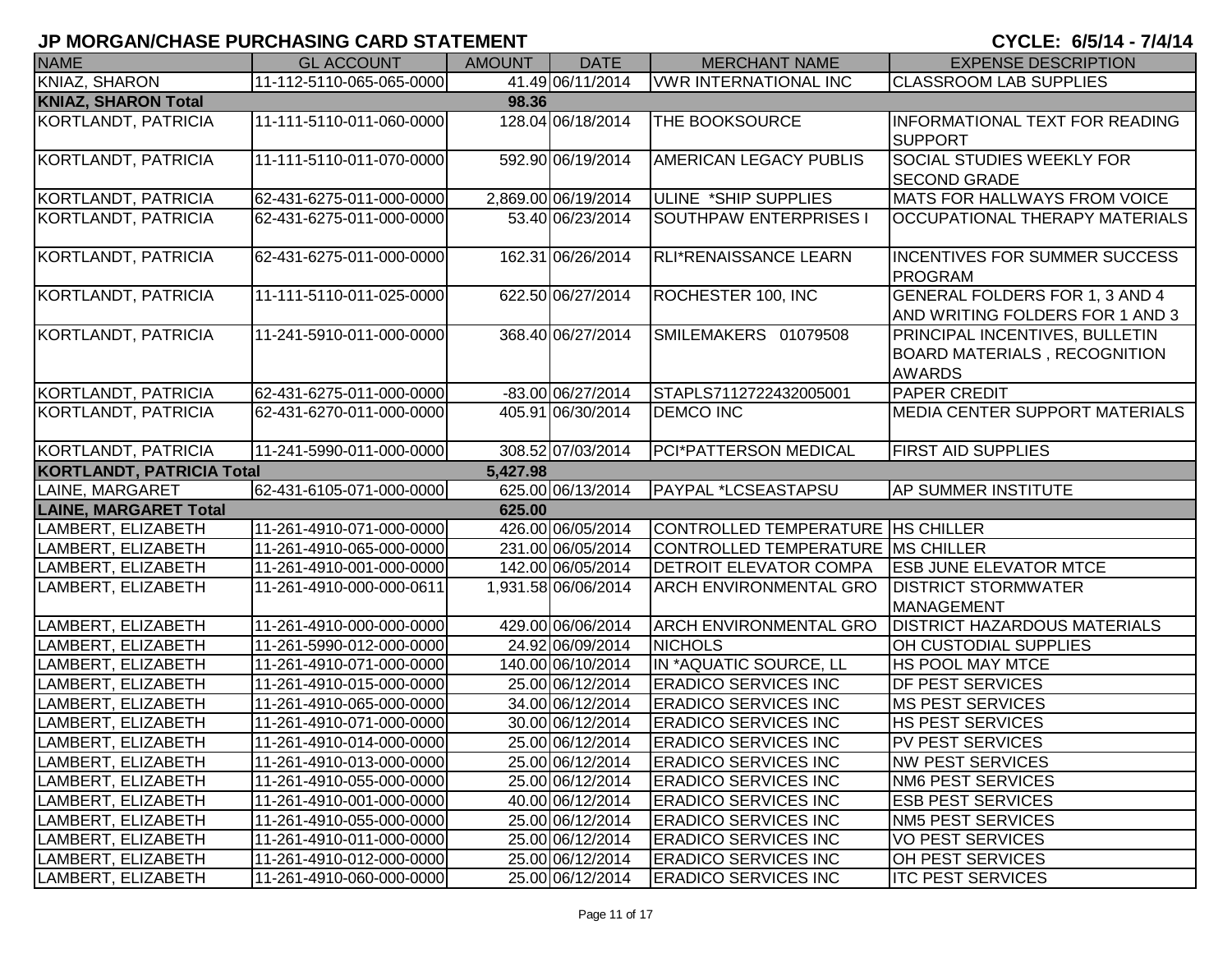# JP MORGAN/CHASE PURCHASING CARD STATEMENT

**CYCLE: 6/5/14 - 7/4/14**

| NAME | GL ACCOUNT | AMOUNT | DATE | MERCHANT NAME | EXPENSE DESCRIPTION |
|---|---|---|---|---|---|
| KNIAZ, SHARON | 11-112-5110-065-065-0000 | 41.49 | 06/11/2014 | VWR INTERNATIONAL INC | CLASSROOM LAB SUPPLIES |
| **KNIAZ, SHARON Total** | | **98.36** | | | |
| KORTLANDT, PATRICIA | 11-111-5110-011-060-0000 | 128.04 | 06/18/2014 | THE BOOKSOURCE | INFORMATIONAL TEXT FOR READING SUPPORT |
| KORTLANDT, PATRICIA | 11-111-5110-011-070-0000 | 592.90 | 06/19/2014 | AMERICAN LEGACY PUBLIS | SOCIAL STUDIES WEEKLY FOR SECOND GRADE |
| KORTLANDT, PATRICIA | 62-431-6275-011-000-0000 | 2,869.00 | 06/19/2014 | ULINE *SHIP SUPPLIES | MATS FOR HALLWAYS FROM VOICE |
| KORTLANDT, PATRICIA | 62-431-6275-011-000-0000 | 53.40 | 06/23/2014 | SOUTHPAW ENTERPRISES I | OCCUPATIONAL THERAPY MATERIALS |
| KORTLANDT, PATRICIA | 62-431-6275-011-000-0000 | 162.31 | 06/26/2014 | RLI*RENAISSANCE LEARN | INCENTIVES FOR SUMMER SUCCESS PROGRAM |
| KORTLANDT, PATRICIA | 11-111-5110-011-025-0000 | 622.50 | 06/27/2014 | ROCHESTER 100, INC | GENERAL FOLDERS FOR 1, 3 AND 4 AND WRITING FOLDERS FOR 1 AND 3 |
| KORTLANDT, PATRICIA | 11-241-5910-011-000-0000 | 368.40 | 06/27/2014 | SMILEMAKERS 01079508 | PRINCIPAL INCENTIVES, BULLETIN BOARD MATERIALS , RECOGNITION AWARDS |
| KORTLANDT, PATRICIA | 62-431-6275-011-000-0000 | -83.00 | 06/27/2014 | STAPLS7112722432005001 | PAPER CREDIT |
| KORTLANDT, PATRICIA | 62-431-6270-011-000-0000 | 405.91 | 06/30/2014 | DEMCO INC | MEDIA CENTER SUPPORT MATERIALS |
| KORTLANDT, PATRICIA | 11-241-5990-011-000-0000 | 308.52 | 07/03/2014 | PCI*PATTERSON MEDICAL | FIRST AID SUPPLIES |
| **KORTLANDT, PATRICIA Total** | | **5,427.98** | | | |
| LAINE, MARGARET | 62-431-6105-071-000-0000 | 625.00 | 06/13/2014 | PAYPAL *LCSEASTAPSU | AP SUMMER INSTITUTE |
| **LAINE, MARGARET Total** | | **625.00** | | | |
| LAMBERT, ELIZABETH | 11-261-4910-071-000-0000 | 426.00 | 06/05/2014 | CONTROLLED TEMPERATURE | HS CHILLER |
| LAMBERT, ELIZABETH | 11-261-4910-065-000-0000 | 231.00 | 06/05/2014 | CONTROLLED TEMPERATURE | MS CHILLER |
| LAMBERT, ELIZABETH | 11-261-4910-001-000-0000 | 142.00 | 06/05/2014 | DETROIT ELEVATOR COMPA | ESB JUNE ELEVATOR MTCE |
| LAMBERT, ELIZABETH | 11-261-4910-000-000-0611 | 1,931.58 | 06/06/2014 | ARCH ENVIRONMENTAL GRO | DISTRICT STORMWATER MANAGEMENT |
| LAMBERT, ELIZABETH | 11-261-4910-000-000-0000 | 429.00 | 06/06/2014 | ARCH ENVIRONMENTAL GRO | DISTRICT HAZARDOUS MATERIALS |
| LAMBERT, ELIZABETH | 11-261-5990-012-000-0000 | 24.92 | 06/09/2014 | NICHOLS | OH CUSTODIAL SUPPLIES |
| LAMBERT, ELIZABETH | 11-261-4910-071-000-0000 | 140.00 | 06/10/2014 | IN *AQUATIC SOURCE, LL | HS POOL MAY MTCE |
| LAMBERT, ELIZABETH | 11-261-4910-015-000-0000 | 25.00 | 06/12/2014 | ERADICO SERVICES INC | DF PEST SERVICES |
| LAMBERT, ELIZABETH | 11-261-4910-065-000-0000 | 34.00 | 06/12/2014 | ERADICO SERVICES INC | MS PEST SERVICES |
| LAMBERT, ELIZABETH | 11-261-4910-071-000-0000 | 30.00 | 06/12/2014 | ERADICO SERVICES INC | HS PEST SERVICES |
| LAMBERT, ELIZABETH | 11-261-4910-014-000-0000 | 25.00 | 06/12/2014 | ERADICO SERVICES INC | PV PEST SERVICES |
| LAMBERT, ELIZABETH | 11-261-4910-013-000-0000 | 25.00 | 06/12/2014 | ERADICO SERVICES INC | NW PEST SERVICES |
| LAMBERT, ELIZABETH | 11-261-4910-055-000-0000 | 25.00 | 06/12/2014 | ERADICO SERVICES INC | NM6 PEST SERVICES |
| LAMBERT, ELIZABETH | 11-261-4910-001-000-0000 | 40.00 | 06/12/2014 | ERADICO SERVICES INC | ESB PEST SERVICES |
| LAMBERT, ELIZABETH | 11-261-4910-055-000-0000 | 25.00 | 06/12/2014 | ERADICO SERVICES INC | NM5 PEST SERVICES |
| LAMBERT, ELIZABETH | 11-261-4910-011-000-0000 | 25.00 | 06/12/2014 | ERADICO SERVICES INC | VO PEST SERVICES |
| LAMBERT, ELIZABETH | 11-261-4910-012-000-0000 | 25.00 | 06/12/2014 | ERADICO SERVICES INC | OH PEST SERVICES |
| LAMBERT, ELIZABETH | 11-261-4910-060-000-0000 | 25.00 | 06/12/2014 | ERADICO SERVICES INC | ITC PEST SERVICES |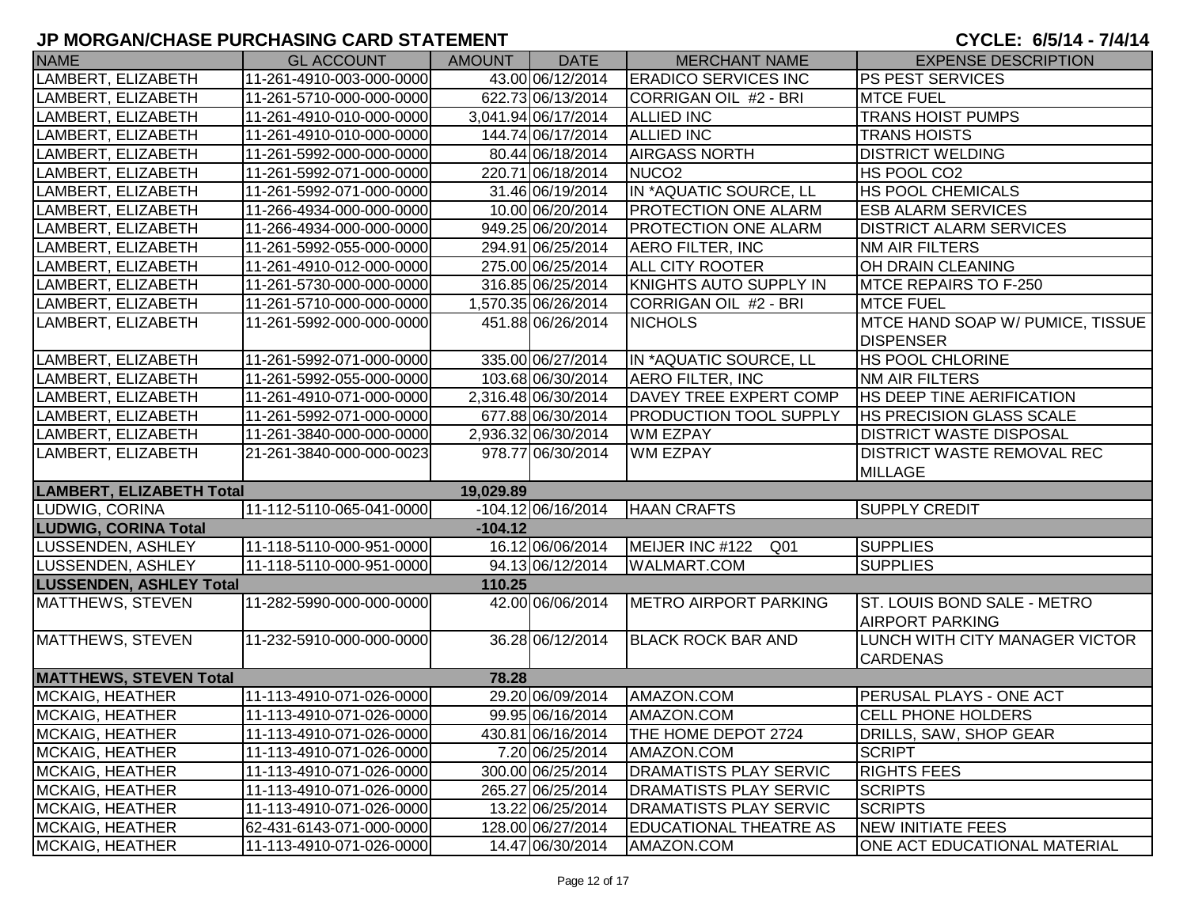# JP MORGAN/CHASE PURCHASING CARD STATEMENT

**CYCLE: 6/5/14 - 7/4/14**

| NAME | GL ACCOUNT | AMOUNT | DATE | MERCHANT NAME | EXPENSE DESCRIPTION |
|---|---|---|---|---|---|
| LAMBERT, ELIZABETH | 11-261-4910-003-000-0000 | 43.00 | 06/12/2014 | ERADICO SERVICES INC | PS PEST SERVICES |
| LAMBERT, ELIZABETH | 11-261-5710-000-000-0000 | 622.73 | 06/13/2014 | CORRIGAN OIL #2 - BRI | MTCE FUEL |
| LAMBERT, ELIZABETH | 11-261-4910-010-000-0000 | 3,041.94 | 06/17/2014 | ALLIED INC | TRANS HOIST PUMPS |
| LAMBERT, ELIZABETH | 11-261-4910-010-000-0000 | 144.74 | 06/17/2014 | ALLIED INC | TRANS HOISTS |
| LAMBERT, ELIZABETH | 11-261-5992-000-000-0000 | 80.44 | 06/18/2014 | AIRGASS NORTH | DISTRICT WELDING |
| LAMBERT, ELIZABETH | 11-261-5992-071-000-0000 | 220.71 | 06/18/2014 | NUCO2 | HS POOL CO2 |
| LAMBERT, ELIZABETH | 11-261-5992-071-000-0000 | 31.46 | 06/19/2014 | IN *AQUATIC SOURCE, LL | HS POOL CHEMICALS |
| LAMBERT, ELIZABETH | 11-266-4934-000-000-0000 | 10.00 | 06/20/2014 | PROTECTION ONE ALARM | ESB ALARM SERVICES |
| LAMBERT, ELIZABETH | 11-266-4934-000-000-0000 | 949.25 | 06/20/2014 | PROTECTION ONE ALARM | DISTRICT ALARM SERVICES |
| LAMBERT, ELIZABETH | 11-261-5992-055-000-0000 | 294.91 | 06/25/2014 | AERO FILTER, INC | NM AIR FILTERS |
| LAMBERT, ELIZABETH | 11-261-4910-012-000-0000 | 275.00 | 06/25/2014 | ALL CITY ROOTER | OH DRAIN CLEANING |
| LAMBERT, ELIZABETH | 11-261-5730-000-000-0000 | 316.85 | 06/25/2014 | KNIGHTS AUTO SUPPLY IN | MTCE REPAIRS TO F-250 |
| LAMBERT, ELIZABETH | 11-261-5710-000-000-0000 | 1,570.35 | 06/26/2014 | CORRIGAN OIL #2 - BRI | MTCE FUEL |
| LAMBERT, ELIZABETH | 11-261-5992-000-000-0000 | 451.88 | 06/26/2014 | NICHOLS | MTCE HAND SOAP W/ PUMICE, TISSUE DISPENSER |
| LAMBERT, ELIZABETH | 11-261-5992-071-000-0000 | 335.00 | 06/27/2014 | IN *AQUATIC SOURCE, LL | HS POOL CHLORINE |
| LAMBERT, ELIZABETH | 11-261-5992-055-000-0000 | 103.68 | 06/30/2014 | AERO FILTER, INC | NM AIR FILTERS |
| LAMBERT, ELIZABETH | 11-261-4910-071-000-0000 | 2,316.48 | 06/30/2014 | DAVEY TREE EXPERT COMP | HS DEEP TINE AERIFICATION |
| LAMBERT, ELIZABETH | 11-261-5992-071-000-0000 | 677.88 | 06/30/2014 | PRODUCTION TOOL SUPPLY | HS PRECISION GLASS SCALE |
| LAMBERT, ELIZABETH | 11-261-3840-000-000-0000 | 2,936.32 | 06/30/2014 | WM EZPAY | DISTRICT WASTE DISPOSAL |
| LAMBERT, ELIZABETH | 21-261-3840-000-000-0023 | 978.77 | 06/30/2014 | WM EZPAY | DISTRICT WASTE REMOVAL REC MILLAGE |
| **LAMBERT, ELIZABETH Total** | | **19,029.89** | | | |
| LUDWIG, CORINA | 11-112-5110-065-041-0000 | -104.12 | 06/16/2014 | HAAN CRAFTS | SUPPLY CREDIT |
| **LUDWIG, CORINA Total** | | **-104.12** | | | |
| LUSSENDEN, ASHLEY | 11-118-5110-000-951-0000 | 16.12 | 06/06/2014 | MEIJER INC #122 Q01 | SUPPLIES |
| LUSSENDEN, ASHLEY | 11-118-5110-000-951-0000 | 94.13 | 06/12/2014 | WALMART.COM | SUPPLIES |
| **LUSSENDEN, ASHLEY Total** | | **110.25** | | | |
| MATTHEWS, STEVEN | 11-282-5990-000-000-0000 | 42.00 | 06/06/2014 | METRO AIRPORT PARKING | ST. LOUIS BOND SALE - METRO AIRPORT PARKING |
| MATTHEWS, STEVEN | 11-232-5910-000-000-0000 | 36.28 | 06/12/2014 | BLACK ROCK BAR AND | LUNCH WITH CITY MANAGER VICTOR CARDENAS |
| **MATTHEWS, STEVEN Total** | | **78.28** | | | |
| MCKAIG, HEATHER | 11-113-4910-071-026-0000 | 29.20 | 06/09/2014 | AMAZON.COM | PERUSAL PLAYS - ONE ACT |
| MCKAIG, HEATHER | 11-113-4910-071-026-0000 | 99.95 | 06/16/2014 | AMAZON.COM | CELL PHONE HOLDERS |
| MCKAIG, HEATHER | 11-113-4910-071-026-0000 | 430.81 | 06/16/2014 | THE HOME DEPOT 2724 | DRILLS, SAW, SHOP GEAR |
| MCKAIG, HEATHER | 11-113-4910-071-026-0000 | 7.20 | 06/25/2014 | AMAZON.COM | SCRIPT |
| MCKAIG, HEATHER | 11-113-4910-071-026-0000 | 300.00 | 06/25/2014 | DRAMATISTS PLAY SERVIC | RIGHTS FEES |
| MCKAIG, HEATHER | 11-113-4910-071-026-0000 | 265.27 | 06/25/2014 | DRAMATISTS PLAY SERVIC | SCRIPTS |
| MCKAIG, HEATHER | 11-113-4910-071-026-0000 | 13.22 | 06/25/2014 | DRAMATISTS PLAY SERVIC | SCRIPTS |
| MCKAIG, HEATHER | 62-431-6143-071-000-0000 | 128.00 | 06/27/2014 | EDUCATIONAL THEATRE AS | NEW INITIATE FEES |
| MCKAIG, HEATHER | 11-113-4910-071-026-0000 | 14.47 | 06/30/2014 | AMAZON.COM | ONE ACT EDUCATIONAL MATERIAL |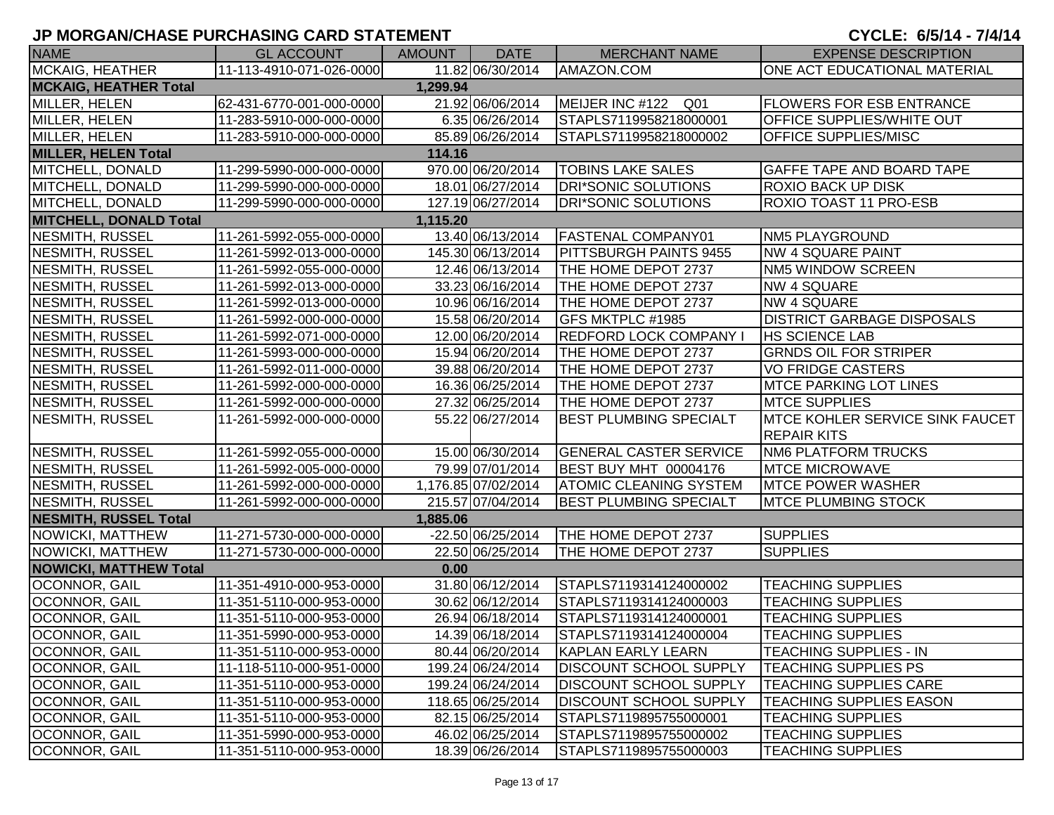# JP MORGAN/CHASE PURCHASING CARD STATEMENT

**CYCLE: 6/5/14 - 7/4/14**

| NAME | GL ACCOUNT | AMOUNT | DATE | MERCHANT NAME | EXPENSE DESCRIPTION |
|---|---|---|---|---|---|
| MCKAIG, HEATHER | 11-113-4910-071-026-0000 | 11.82 | 06/30/2014 | AMAZON.COM | ONE ACT EDUCATIONAL MATERIAL |
| **MCKAIG, HEATHER Total** | | **1,299.94** | | | |
| MILLER, HELEN | 62-431-6770-001-000-0000 | 21.92 | 06/06/2014 | MEIJER INC #122 Q01 | FLOWERS FOR ESB ENTRANCE |
| MILLER, HELEN | 11-283-5910-000-000-0000 | 6.35 | 06/26/2014 | STAPLS7119958218000001 | OFFICE SUPPLIES/WHITE OUT |
| MILLER, HELEN | 11-283-5910-000-000-0000 | 85.89 | 06/26/2014 | STAPLS7119958218000002 | OFFICE SUPPLIES/MISC |
| **MILLER, HELEN Total** | | **114.16** | | | |
| MITCHELL, DONALD | 11-299-5990-000-000-0000 | 970.00 | 06/20/2014 | TOBINS LAKE SALES | GAFFE TAPE AND BOARD TAPE |
| MITCHELL, DONALD | 11-299-5990-000-000-0000 | 18.01 | 06/27/2014 | DRI*SONIC SOLUTIONS | ROXIO BACK UP DISK |
| MITCHELL, DONALD | 11-299-5990-000-000-0000 | 127.19 | 06/27/2014 | DRI*SONIC SOLUTIONS | ROXIO TOAST 11 PRO-ESB |
| **MITCHELL, DONALD Total** | | **1,115.20** | | | |
| NESMITH, RUSSEL | 11-261-5992-055-000-0000 | 13.40 | 06/13/2014 | FASTENAL COMPANY01 | NM5 PLAYGROUND |
| NESMITH, RUSSEL | 11-261-5992-013-000-0000 | 145.30 | 06/13/2014 | PITTSBURGH PAINTS 9455 | NW 4 SQUARE PAINT |
| NESMITH, RUSSEL | 11-261-5992-055-000-0000 | 12.46 | 06/13/2014 | THE HOME DEPOT 2737 | NM5 WINDOW SCREEN |
| NESMITH, RUSSEL | 11-261-5992-013-000-0000 | 33.23 | 06/16/2014 | THE HOME DEPOT 2737 | NW 4 SQUARE |
| NESMITH, RUSSEL | 11-261-5992-013-000-0000 | 10.96 | 06/16/2014 | THE HOME DEPOT 2737 | NW 4 SQUARE |
| NESMITH, RUSSEL | 11-261-5992-000-000-0000 | 15.58 | 06/20/2014 | GFS MKTPLC #1985 | DISTRICT GARBAGE DISPOSALS |
| NESMITH, RUSSEL | 11-261-5992-071-000-0000 | 12.00 | 06/20/2014 | REDFORD LOCK COMPANY I | HS SCIENCE LAB |
| NESMITH, RUSSEL | 11-261-5993-000-000-0000 | 15.94 | 06/20/2014 | THE HOME DEPOT 2737 | GRNDS OIL FOR STRIPER |
| NESMITH, RUSSEL | 11-261-5992-011-000-0000 | 39.88 | 06/20/2014 | THE HOME DEPOT 2737 | VO FRIDGE CASTERS |
| NESMITH, RUSSEL | 11-261-5992-000-000-0000 | 16.36 | 06/25/2014 | THE HOME DEPOT 2737 | MTCE PARKING LOT LINES |
| NESMITH, RUSSEL | 11-261-5992-000-000-0000 | 27.32 | 06/25/2014 | THE HOME DEPOT 2737 | MTCE SUPPLIES |
| NESMITH, RUSSEL | 11-261-5992-000-000-0000 | 55.22 | 06/27/2014 | BEST PLUMBING SPECIALT | MTCE KOHLER SERVICE SINK FAUCET REPAIR KITS |
| NESMITH, RUSSEL | 11-261-5992-055-000-0000 | 15.00 | 06/30/2014 | GENERAL CASTER SERVICE | NM6 PLATFORM TRUCKS |
| NESMITH, RUSSEL | 11-261-5992-005-000-0000 | 79.99 | 07/01/2014 | BEST BUY MHT 00004176 | MTCE MICROWAVE |
| NESMITH, RUSSEL | 11-261-5992-000-000-0000 | 1,176.85 | 07/02/2014 | ATOMIC CLEANING SYSTEM | MTCE POWER WASHER |
| NESMITH, RUSSEL | 11-261-5992-000-000-0000 | 215.57 | 07/04/2014 | BEST PLUMBING SPECIALT | MTCE PLUMBING STOCK |
| **NESMITH, RUSSEL Total** | | **1,885.06** | | | |
| NOWICKI, MATTHEW | 11-271-5730-000-000-0000 | -22.50 | 06/25/2014 | THE HOME DEPOT 2737 | SUPPLIES |
| NOWICKI, MATTHEW | 11-271-5730-000-000-0000 | 22.50 | 06/25/2014 | THE HOME DEPOT 2737 | SUPPLIES |
| **NOWICKI, MATTHEW Total** | | **0.00** | | | |
| OCONNOR, GAIL | 11-351-4910-000-953-0000 | 31.80 | 06/12/2014 | STAPLS7119314124000002 | TEACHING SUPPLIES |
| OCONNOR, GAIL | 11-351-5110-000-953-0000 | 30.62 | 06/12/2014 | STAPLS7119314124000003 | TEACHING SUPPLIES |
| OCONNOR, GAIL | 11-351-5110-000-953-0000 | 26.94 | 06/18/2014 | STAPLS7119314124000001 | TEACHING SUPPLIES |
| OCONNOR, GAIL | 11-351-5990-000-953-0000 | 14.39 | 06/18/2014 | STAPLS7119314124000004 | TEACHING SUPPLIES |
| OCONNOR, GAIL | 11-351-5110-000-953-0000 | 80.44 | 06/20/2014 | KAPLAN EARLY LEARN | TEACHING SUPPLIES - IN |
| OCONNOR, GAIL | 11-118-5110-000-951-0000 | 199.24 | 06/24/2014 | DISCOUNT SCHOOL SUPPLY | TEACHING SUPPLIES PS |
| OCONNOR, GAIL | 11-351-5110-000-953-0000 | 199.24 | 06/24/2014 | DISCOUNT SCHOOL SUPPLY | TEACHING SUPPLIES CARE |
| OCONNOR, GAIL | 11-351-5110-000-953-0000 | 118.65 | 06/25/2014 | DISCOUNT SCHOOL SUPPLY | TEACHING SUPPLIES EASON |
| OCONNOR, GAIL | 11-351-5110-000-953-0000 | 82.15 | 06/25/2014 | STAPLS7119895755000001 | TEACHING SUPPLIES |
| OCONNOR, GAIL | 11-351-5990-000-953-0000 | 46.02 | 06/25/2014 | STAPLS7119895755000002 | TEACHING SUPPLIES |
| OCONNOR, GAIL | 11-351-5110-000-953-0000 | 18.39 | 06/26/2014 | STAPLS7119895755000003 | TEACHING SUPPLIES |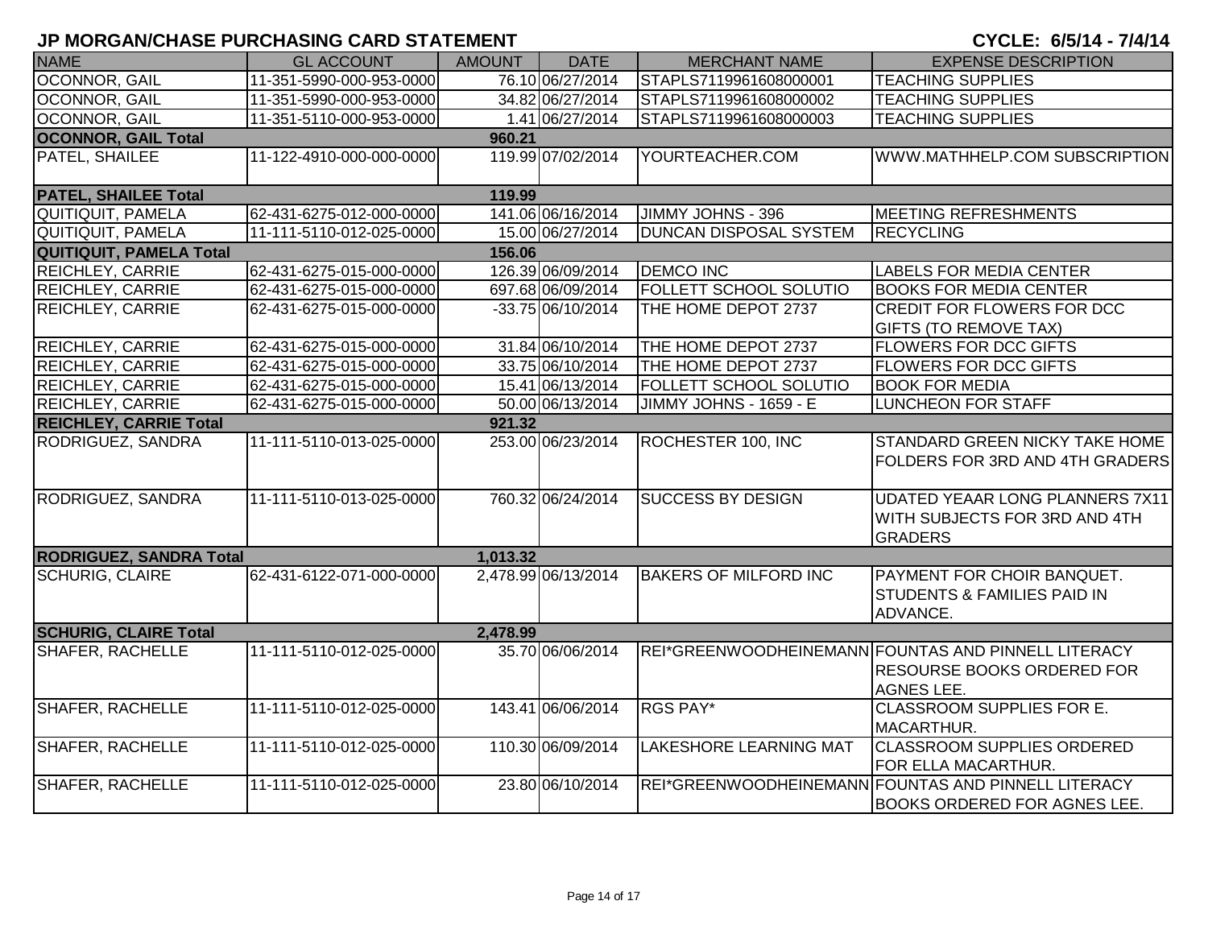## JP MORGAN/CHASE PURCHASING CARD STATEMENT

**CYCLE: 6/5/14 - 7/4/14**

| NAME | GL ACCOUNT | AMOUNT | DATE | MERCHANT NAME | EXPENSE DESCRIPTION |
|---|---|---|---|---|---|
| OCONNOR, GAIL | 11-351-5990-000-953-0000 | 76.10 | 06/27/2014 | STAPLS7119961608000001 | TEACHING SUPPLIES |
| OCONNOR, GAIL | 11-351-5990-000-953-0000 | 34.82 | 06/27/2014 | STAPLS7119961608000002 | TEACHING SUPPLIES |
| OCONNOR, GAIL | 11-351-5110-000-953-0000 | 1.41 | 06/27/2014 | STAPLS7119961608000003 | TEACHING SUPPLIES |
| **OCONNOR, GAIL Total** | | **960.21** | | | |
| PATEL, SHAILEE | 11-122-4910-000-000-0000 | 119.99 | 07/02/2014 | YOURTEACHER.COM | WWW.MATHHELP.COM SUBSCRIPTION |
| **PATEL, SHAILEE Total** | | **119.99** | | | |
| QUITIQUIT, PAMELA | 62-431-6275-012-000-0000 | 141.06 | 06/16/2014 | JIMMY JOHNS - 396 | MEETING REFRESHMENTS |
| QUITIQUIT, PAMELA | 11-111-5110-012-025-0000 | 15.00 | 06/27/2014 | DUNCAN DISPOSAL SYSTEM | RECYCLING |
| **QUITIQUIT, PAMELA Total** | | **156.06** | | | |
| REICHLEY, CARRIE | 62-431-6275-015-000-0000 | 126.39 | 06/09/2014 | DEMCO INC | LABELS FOR MEDIA CENTER |
| REICHLEY, CARRIE | 62-431-6275-015-000-0000 | 697.68 | 06/09/2014 | FOLLETT SCHOOL SOLUTIO | BOOKS FOR MEDIA CENTER |
| REICHLEY, CARRIE | 62-431-6275-015-000-0000 | -33.75 | 06/10/2014 | THE HOME DEPOT 2737 | CREDIT FOR FLOWERS FOR DCC GIFTS (TO REMOVE TAX) |
| REICHLEY, CARRIE | 62-431-6275-015-000-0000 | 31.84 | 06/10/2014 | THE HOME DEPOT 2737 | FLOWERS FOR DCC GIFTS |
| REICHLEY, CARRIE | 62-431-6275-015-000-0000 | 33.75 | 06/10/2014 | THE HOME DEPOT 2737 | FLOWERS FOR DCC GIFTS |
| REICHLEY, CARRIE | 62-431-6275-015-000-0000 | 15.41 | 06/13/2014 | FOLLETT SCHOOL SOLUTIO | BOOK FOR MEDIA |
| REICHLEY, CARRIE | 62-431-6275-015-000-0000 | 50.00 | 06/13/2014 | JIMMY JOHNS - 1659 - E | LUNCHEON FOR STAFF |
| **REICHLEY, CARRIE Total** | | **921.32** | | | |
| RODRIGUEZ, SANDRA | 11-111-5110-013-025-0000 | 253.00 | 06/23/2014 | ROCHESTER 100, INC | STANDARD GREEN NICKY TAKE HOME FOLDERS FOR 3RD AND 4TH GRADERS |
| RODRIGUEZ, SANDRA | 11-111-5110-013-025-0000 | 760.32 | 06/24/2014 | SUCCESS BY DESIGN | UDATED YEAAR LONG PLANNERS 7X11 WITH SUBJECTS FOR 3RD AND 4TH GRADERS |
| **RODRIGUEZ, SANDRA Total** | | **1,013.32** | | | |
| SCHURIG, CLAIRE | 62-431-6122-071-000-0000 | 2,478.99 | 06/13/2014 | BAKERS OF MILFORD INC | PAYMENT FOR CHOIR BANQUET. STUDENTS & FAMILIES PAID IN ADVANCE. |
| **SCHURIG, CLAIRE Total** | | **2,478.99** | | | |
| SHAFER, RACHELLE | 11-111-5110-012-025-0000 | 35.70 | 06/06/2014 | REI*GREENWOODHEINEMANN | FOUNTAS AND PINNELL LITERACY RESOURSE BOOKS ORDERED FOR AGNES LEE. |
| SHAFER, RACHELLE | 11-111-5110-012-025-0000 | 143.41 | 06/06/2014 | RGS PAY* | CLASSROOM SUPPLIES FOR E. MACARTHUR. |
| SHAFER, RACHELLE | 11-111-5110-012-025-0000 | 110.30 | 06/09/2014 | LAKESHORE LEARNING MAT | CLASSROOM SUPPLIES ORDERED FOR ELLA MACARTHUR. |
| SHAFER, RACHELLE | 11-111-5110-012-025-0000 | 23.80 | 06/10/2014 | REI*GREENWOODHEINEMANN | FOUNTAS AND PINNELL LITERACY BOOKS ORDERED FOR AGNES LEE. |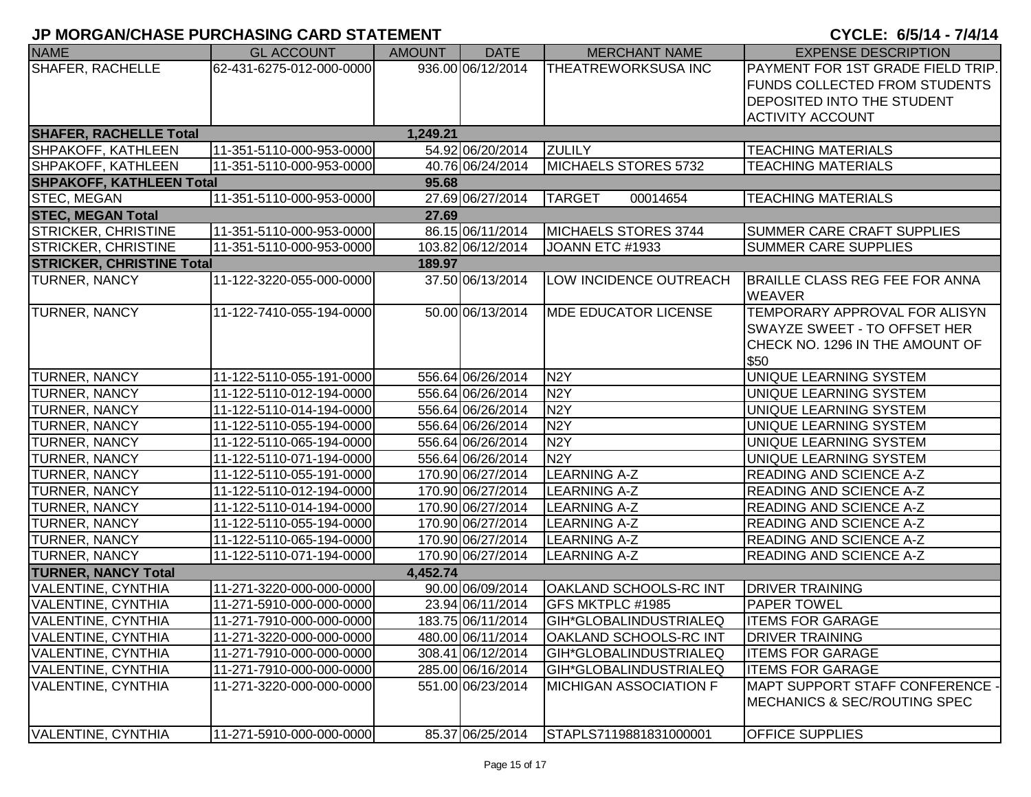# JP MORGAN/CHASE PURCHASING CARD STATEMENT

**CYCLE: 6/5/14 - 7/4/14**

| NAME | GL ACCOUNT | AMOUNT | DATE | MERCHANT NAME | EXPENSE DESCRIPTION |
|---|---|---|---|---|---|
| SHAFER, RACHELLE | 62-431-6275-012-000-0000 | 936.00 | 06/12/2014 | THEATREWORKSUSA INC | PAYMENT FOR 1ST GRADE FIELD TRIP. FUNDS COLLECTED FROM STUDENTS DEPOSITED INTO THE STUDENT ACTIVITY ACCOUNT |
| **SHAFER, RACHELLE Total** | | **1,249.21** | | | |
| SHPAKOFF, KATHLEEN | 11-351-5110-000-953-0000 | 54.92 | 06/20/2014 | ZULILY | TEACHING MATERIALS |
| SHPAKOFF, KATHLEEN | 11-351-5110-000-953-0000 | 40.76 | 06/24/2014 | MICHAELS STORES 5732 | TEACHING MATERIALS |
| **SHPAKOFF, KATHLEEN Total** | | **95.68** | | | |
| STEC, MEGAN | 11-351-5110-000-953-0000 | 27.69 | 06/27/2014 | TARGET 00014654 | TEACHING MATERIALS |
| **STEC, MEGAN Total** | | **27.69** | | | |
| STRICKER, CHRISTINE | 11-351-5110-000-953-0000 | 86.15 | 06/11/2014 | MICHAELS STORES 3744 | SUMMER CARE CRAFT SUPPLIES |
| STRICKER, CHRISTINE | 11-351-5110-000-953-0000 | 103.82 | 06/12/2014 | JOANN ETC #1933 | SUMMER CARE SUPPLIES |
| **STRICKER, CHRISTINE Total** | | **189.97** | | | |
| TURNER, NANCY | 11-122-3220-055-000-0000 | 37.50 | 06/13/2014 | LOW INCIDENCE OUTREACH | BRAILLE CLASS REG FEE FOR ANNA WEAVER |
| TURNER, NANCY | 11-122-7410-055-194-0000 | 50.00 | 06/13/2014 | MDE EDUCATOR LICENSE | TEMPORARY APPROVAL FOR ALISYN SWAYZE SWEET - TO OFFSET HER CHECK NO. 1296 IN THE AMOUNT OF $50 |
| TURNER, NANCY | 11-122-5110-055-191-0000 | 556.64 | 06/26/2014 | N2Y | UNIQUE LEARNING SYSTEM |
| TURNER, NANCY | 11-122-5110-012-194-0000 | 556.64 | 06/26/2014 | N2Y | UNIQUE LEARNING SYSTEM |
| TURNER, NANCY | 11-122-5110-014-194-0000 | 556.64 | 06/26/2014 | N2Y | UNIQUE LEARNING SYSTEM |
| TURNER, NANCY | 11-122-5110-055-194-0000 | 556.64 | 06/26/2014 | N2Y | UNIQUE LEARNING SYSTEM |
| TURNER, NANCY | 11-122-5110-065-194-0000 | 556.64 | 06/26/2014 | N2Y | UNIQUE LEARNING SYSTEM |
| TURNER, NANCY | 11-122-5110-071-194-0000 | 556.64 | 06/26/2014 | N2Y | UNIQUE LEARNING SYSTEM |
| TURNER, NANCY | 11-122-5110-055-191-0000 | 170.90 | 06/27/2014 | LEARNING A-Z | READING AND SCIENCE A-Z |
| TURNER, NANCY | 11-122-5110-012-194-0000 | 170.90 | 06/27/2014 | LEARNING A-Z | READING AND SCIENCE A-Z |
| TURNER, NANCY | 11-122-5110-014-194-0000 | 170.90 | 06/27/2014 | LEARNING A-Z | READING AND SCIENCE A-Z |
| TURNER, NANCY | 11-122-5110-055-194-0000 | 170.90 | 06/27/2014 | LEARNING A-Z | READING AND SCIENCE A-Z |
| TURNER, NANCY | 11-122-5110-065-194-0000 | 170.90 | 06/27/2014 | LEARNING A-Z | READING AND SCIENCE A-Z |
| TURNER, NANCY | 11-122-5110-071-194-0000 | 170.90 | 06/27/2014 | LEARNING A-Z | READING AND SCIENCE A-Z |
| **TURNER, NANCY Total** | | **4,452.74** | | | |
| VALENTINE, CYNTHIA | 11-271-3220-000-000-0000 | 90.00 | 06/09/2014 | OAKLAND SCHOOLS-RC INT | DRIVER TRAINING |
| VALENTINE, CYNTHIA | 11-271-5910-000-000-0000 | 23.94 | 06/11/2014 | GFS MKTPLC #1985 | PAPER TOWEL |
| VALENTINE, CYNTHIA | 11-271-7910-000-000-0000 | 183.75 | 06/11/2014 | GIH*GLOBALINDUSTRIALEQ | ITEMS FOR GARAGE |
| VALENTINE, CYNTHIA | 11-271-3220-000-000-0000 | 480.00 | 06/11/2014 | OAKLAND SCHOOLS-RC INT | DRIVER TRAINING |
| VALENTINE, CYNTHIA | 11-271-7910-000-000-0000 | 308.41 | 06/12/2014 | GIH*GLOBALINDUSTRIALEQ | ITEMS FOR GARAGE |
| VALENTINE, CYNTHIA | 11-271-7910-000-000-0000 | 285.00 | 06/16/2014 | GIH*GLOBALINDUSTRIALEQ | ITEMS FOR GARAGE |
| VALENTINE, CYNTHIA | 11-271-3220-000-000-0000 | 551.00 | 06/23/2014 | MICHIGAN ASSOCIATION F | MAPT SUPPORT STAFF CONFERENCE - MECHANICS & SEC/ROUTING SPEC |
| VALENTINE, CYNTHIA | 11-271-5910-000-000-0000 | 85.37 | 06/25/2014 | STAPLS7119881831000001 | OFFICE SUPPLIES |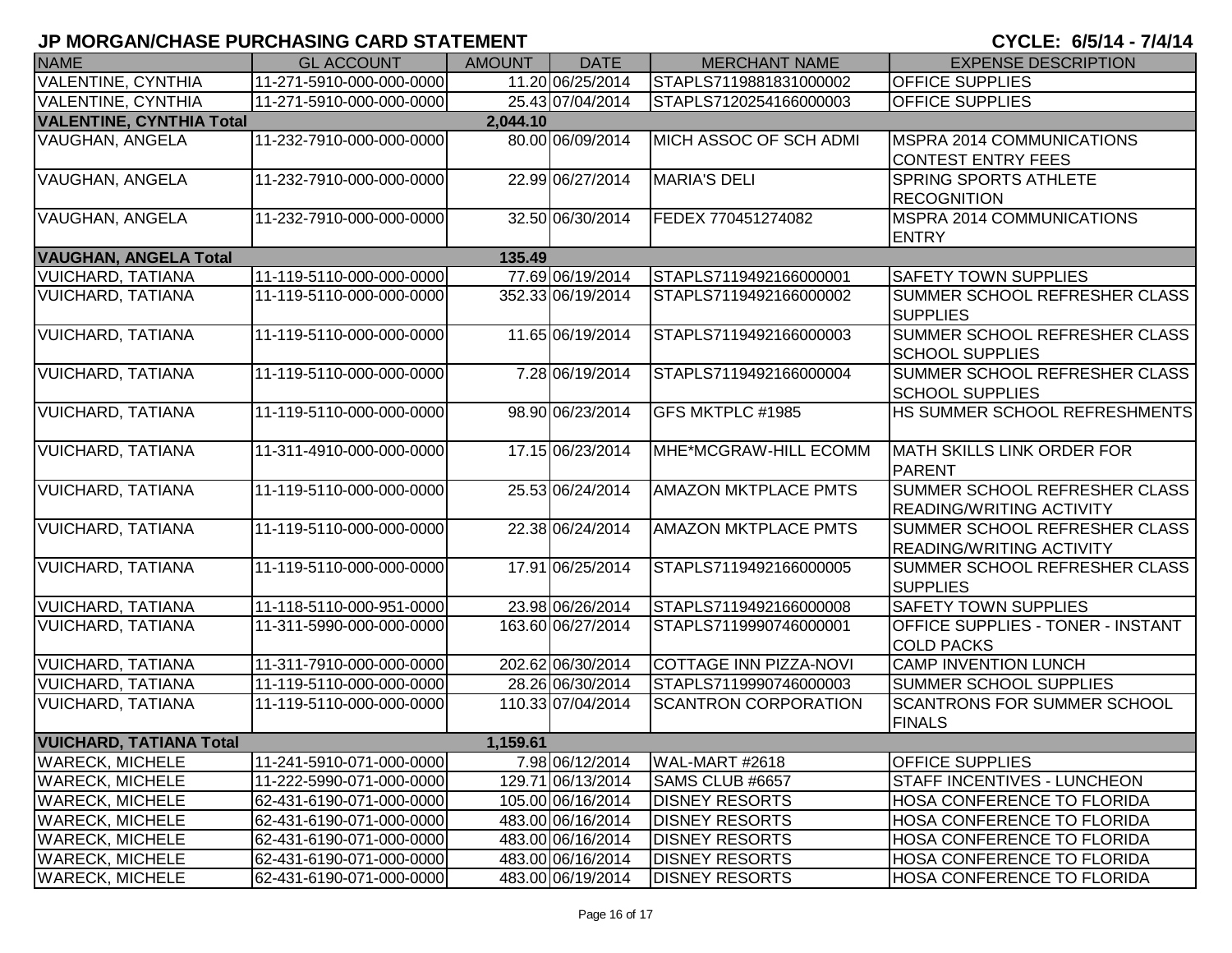# JP MORGAN/CHASE PURCHASING CARD STATEMENT

**CYCLE: 6/5/14 - 7/4/14**

| NAME | GL ACCOUNT | AMOUNT | DATE | MERCHANT NAME | EXPENSE DESCRIPTION |
|---|---|---|---|---|---|
| VALENTINE, CYNTHIA | 11-271-5910-000-000-0000 | 11.20 | 06/25/2014 | STAPLS7119881831000002 | OFFICE SUPPLIES |
| VALENTINE, CYNTHIA | 11-271-5910-000-000-0000 | 25.43 | 07/04/2014 | STAPLS7120254166000003 | OFFICE SUPPLIES |
| **VALENTINE, CYNTHIA Total** | | **2,044.10** | | | |
| VAUGHAN, ANGELA | 11-232-7910-000-000-0000 | 80.00 | 06/09/2014 | MICH ASSOC OF SCH ADMI | MSPRA 2014 COMMUNICATIONS CONTEST ENTRY FEES |
| VAUGHAN, ANGELA | 11-232-7910-000-000-0000 | 22.99 | 06/27/2014 | MARIA'S DELI | SPRING SPORTS ATHLETE RECOGNITION |
| VAUGHAN, ANGELA | 11-232-7910-000-000-0000 | 32.50 | 06/30/2014 | FEDEX 770451274082 | MSPRA 2014 COMMUNICATIONS ENTRY |
| **VAUGHAN, ANGELA Total** | | **135.49** | | | |
| VUICHARD, TATIANA | 11-119-5110-000-000-0000 | 77.69 | 06/19/2014 | STAPLS7119492166000001 | SAFETY TOWN SUPPLIES |
| VUICHARD, TATIANA | 11-119-5110-000-000-0000 | 352.33 | 06/19/2014 | STAPLS7119492166000002 | SUMMER SCHOOL REFRESHER CLASS SUPPLIES |
| VUICHARD, TATIANA | 11-119-5110-000-000-0000 | 11.65 | 06/19/2014 | STAPLS7119492166000003 | SUMMER SCHOOL REFRESHER CLASS SCHOOL SUPPLIES |
| VUICHARD, TATIANA | 11-119-5110-000-000-0000 | 7.28 | 06/19/2014 | STAPLS7119492166000004 | SUMMER SCHOOL REFRESHER CLASS SCHOOL SUPPLIES |
| VUICHARD, TATIANA | 11-119-5110-000-000-0000 | 98.90 | 06/23/2014 | GFS MKTPLC #1985 | HS SUMMER SCHOOL REFRESHMENTS |
| VUICHARD, TATIANA | 11-311-4910-000-000-0000 | 17.15 | 06/23/2014 | MHE*MCGRAW-HILL ECOMM | MATH SKILLS LINK ORDER FOR PARENT |
| VUICHARD, TATIANA | 11-119-5110-000-000-0000 | 25.53 | 06/24/2014 | AMAZON MKTPLACE PMTS | SUMMER SCHOOL REFRESHER CLASS READING/WRITING ACTIVITY |
| VUICHARD, TATIANA | 11-119-5110-000-000-0000 | 22.38 | 06/24/2014 | AMAZON MKTPLACE PMTS | SUMMER SCHOOL REFRESHER CLASS READING/WRITING ACTIVITY |
| VUICHARD, TATIANA | 11-119-5110-000-000-0000 | 17.91 | 06/25/2014 | STAPLS7119492166000005 | SUMMER SCHOOL REFRESHER CLASS SUPPLIES |
| VUICHARD, TATIANA | 11-118-5110-000-951-0000 | 23.98 | 06/26/2014 | STAPLS7119492166000008 | SAFETY TOWN SUPPLIES |
| VUICHARD, TATIANA | 11-311-5990-000-000-0000 | 163.60 | 06/27/2014 | STAPLS7119990746000001 | OFFICE SUPPLIES - TONER - INSTANT COLD PACKS |
| VUICHARD, TATIANA | 11-311-7910-000-000-0000 | 202.62 | 06/30/2014 | COTTAGE INN PIZZA-NOVI | CAMP INVENTION LUNCH |
| VUICHARD, TATIANA | 11-119-5110-000-000-0000 | 28.26 | 06/30/2014 | STAPLS7119990746000003 | SUMMER SCHOOL SUPPLIES |
| VUICHARD, TATIANA | 11-119-5110-000-000-0000 | 110.33 | 07/04/2014 | SCANTRON CORPORATION | SCANTRONS FOR SUMMER SCHOOL FINALS |
| **VUICHARD, TATIANA Total** | | **1,159.61** | | | |
| WARECK, MICHELE | 11-241-5910-071-000-0000 | 7.98 | 06/12/2014 | WAL-MART #2618 | OFFICE SUPPLIES |
| WARECK, MICHELE | 11-222-5990-071-000-0000 | 129.71 | 06/13/2014 | SAMS CLUB #6657 | STAFF INCENTIVES - LUNCHEON |
| WARECK, MICHELE | 62-431-6190-071-000-0000 | 105.00 | 06/16/2014 | DISNEY RESORTS | HOSA CONFERENCE TO FLORIDA |
| WARECK, MICHELE | 62-431-6190-071-000-0000 | 483.00 | 06/16/2014 | DISNEY RESORTS | HOSA CONFERENCE TO FLORIDA |
| WARECK, MICHELE | 62-431-6190-071-000-0000 | 483.00 | 06/16/2014 | DISNEY RESORTS | HOSA CONFERENCE TO FLORIDA |
| WARECK, MICHELE | 62-431-6190-071-000-0000 | 483.00 | 06/16/2014 | DISNEY RESORTS | HOSA CONFERENCE TO FLORIDA |
| WARECK, MICHELE | 62-431-6190-071-000-0000 | 483.00 | 06/19/2014 | DISNEY RESORTS | HOSA CONFERENCE TO FLORIDA |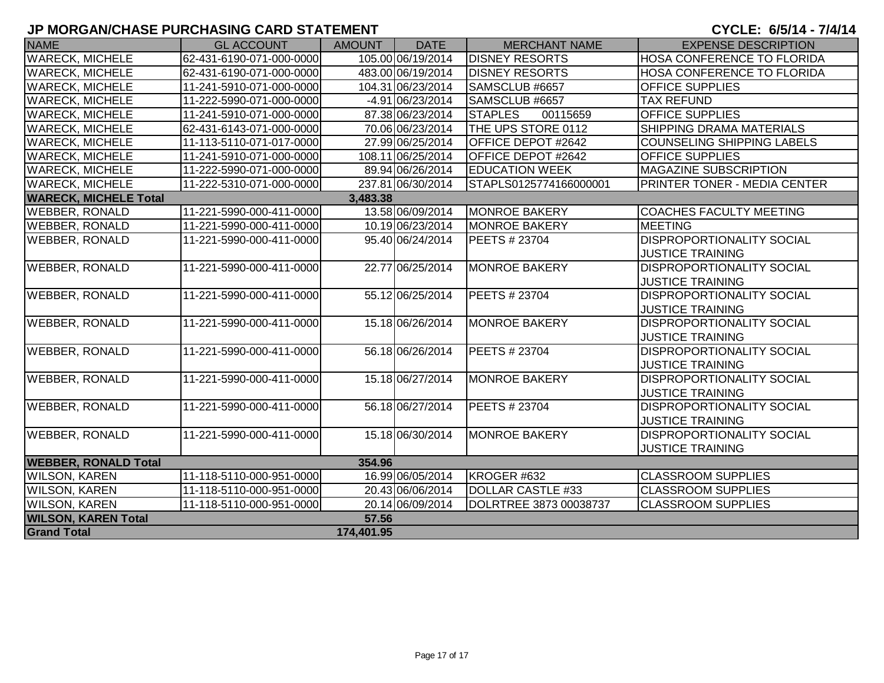# JP MORGAN/CHASE PURCHASING CARD STATEMENT

CYCLE: 6/5/14 - 7/4/14

| NAME | GL ACCOUNT | AMOUNT | DATE | MERCHANT NAME | EXPENSE DESCRIPTION |
|---|---|---|---|---|---|
| WARECK, MICHELE | 62-431-6190-071-000-0000 | 105.00 | 06/19/2014 | DISNEY RESORTS | HOSA CONFERENCE TO FLORIDA |
| WARECK, MICHELE | 62-431-6190-071-000-0000 | 483.00 | 06/19/2014 | DISNEY RESORTS | HOSA CONFERENCE TO FLORIDA |
| WARECK, MICHELE | 11-241-5910-071-000-0000 | 104.31 | 06/23/2014 | SAMSCLUB #6657 | OFFICE SUPPLIES |
| WARECK, MICHELE | 11-222-5990-071-000-0000 | -4.91 | 06/23/2014 | SAMSCLUB #6657 | TAX REFUND |
| WARECK, MICHELE | 11-241-5910-071-000-0000 | 87.38 | 06/23/2014 | STAPLES 00115659 | OFFICE SUPPLIES |
| WARECK, MICHELE | 62-431-6143-071-000-0000 | 70.06 | 06/23/2014 | THE UPS STORE 0112 | SHIPPING DRAMA MATERIALS |
| WARECK, MICHELE | 11-113-5110-071-017-0000 | 27.99 | 06/25/2014 | OFFICE DEPOT #2642 | COUNSELING SHIPPING LABELS |
| WARECK, MICHELE | 11-241-5910-071-000-0000 | 108.11 | 06/25/2014 | OFFICE DEPOT #2642 | OFFICE SUPPLIES |
| WARECK, MICHELE | 11-222-5990-071-000-0000 | 89.94 | 06/26/2014 | EDUCATION WEEK | MAGAZINE SUBSCRIPTION |
| WARECK, MICHELE | 11-222-5310-071-000-0000 | 237.81 | 06/30/2014 | STAPLS0125774166000001 | PRINTER TONER - MEDIA CENTER |
| **WARECK, MICHELE Total** | | **3,483.38** | | | |
| WEBBER, RONALD | 11-221-5990-000-411-0000 | 13.58 | 06/09/2014 | MONROE BAKERY | COACHES FACULTY MEETING |
| WEBBER, RONALD | 11-221-5990-000-411-0000 | 10.19 | 06/23/2014 | MONROE BAKERY | MEETING |
| WEBBER, RONALD | 11-221-5990-000-411-0000 | 95.40 | 06/24/2014 | PEETS # 23704 | DISPROPORTIONALITY SOCIAL JUSTICE TRAINING |
| WEBBER, RONALD | 11-221-5990-000-411-0000 | 22.77 | 06/25/2014 | MONROE BAKERY | DISPROPORTIONALITY SOCIAL JUSTICE TRAINING |
| WEBBER, RONALD | 11-221-5990-000-411-0000 | 55.12 | 06/25/2014 | PEETS # 23704 | DISPROPORTIONALITY SOCIAL JUSTICE TRAINING |
| WEBBER, RONALD | 11-221-5990-000-411-0000 | 15.18 | 06/26/2014 | MONROE BAKERY | DISPROPORTIONALITY SOCIAL JUSTICE TRAINING |
| WEBBER, RONALD | 11-221-5990-000-411-0000 | 56.18 | 06/26/2014 | PEETS # 23704 | DISPROPORTIONALITY SOCIAL JUSTICE TRAINING |
| WEBBER, RONALD | 11-221-5990-000-411-0000 | 15.18 | 06/27/2014 | MONROE BAKERY | DISPROPORTIONALITY SOCIAL JUSTICE TRAINING |
| WEBBER, RONALD | 11-221-5990-000-411-0000 | 56.18 | 06/27/2014 | PEETS # 23704 | DISPROPORTIONALITY SOCIAL JUSTICE TRAINING |
| WEBBER, RONALD | 11-221-5990-000-411-0000 | 15.18 | 06/30/2014 | MONROE BAKERY | DISPROPORTIONALITY SOCIAL JUSTICE TRAINING |
| **WEBBER, RONALD Total** | | **354.96** | | | |
| WILSON, KAREN | 11-118-5110-000-951-0000 | 16.99 | 06/05/2014 | KROGER #632 | CLASSROOM SUPPLIES |
| WILSON, KAREN | 11-118-5110-000-951-0000 | 20.43 | 06/06/2014 | DOLLAR CASTLE #33 | CLASSROOM SUPPLIES |
| WILSON, KAREN | 11-118-5110-000-951-0000 | 20.14 | 06/09/2014 | DOLRTREE 3873 00038737 | CLASSROOM SUPPLIES |
| **WILSON, KAREN Total** | | **57.56** | | | |
| **Grand Total** | | **174,401.95** | | | |